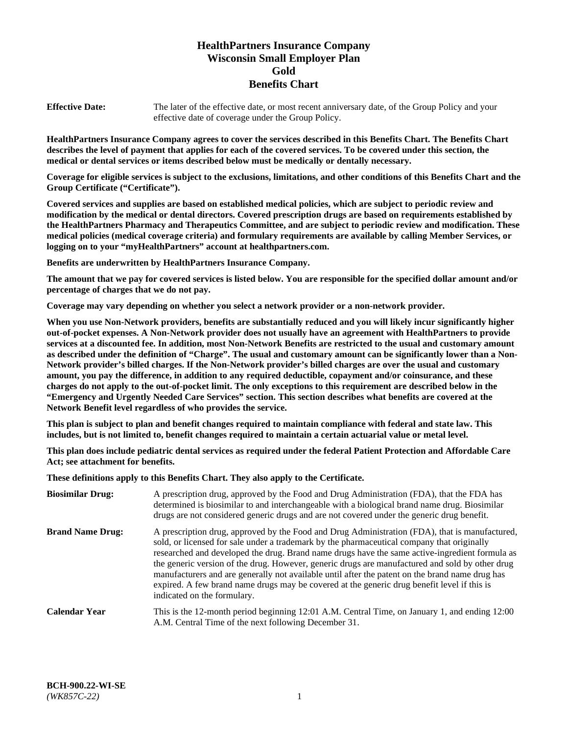# HealthPartners Insurance Company
# Wisconsin Small Employer Plan
# Gold
# Benefits Chart

**Effective Date:** The later of the effective date, or most recent anniversary date, of the Group Policy and your effective date of coverage under the Group Policy.

**HealthPartners Insurance Company agrees to cover the services described in this Benefits Chart. The Benefits Chart describes the level of payment that applies for each of the covered services. To be covered under this section, the medical or dental services or items described below must be medically or dentally necessary.**

**Coverage for eligible services is subject to the exclusions, limitations, and other conditions of this Benefits Chart and the Group Certificate ("Certificate").**

**Covered services and supplies are based on established medical policies, which are subject to periodic review and modification by the medical or dental directors. Covered prescription drugs are based on requirements established by the HealthPartners Pharmacy and Therapeutics Committee, and are subject to periodic review and modification. These medical policies (medical coverage criteria) and formulary requirements are available by calling Member Services, or logging on to your "myHealthPartners" account at healthpartners.com.**

**Benefits are underwritten by HealthPartners Insurance Company.**

**The amount that we pay for covered services is listed below. You are responsible for the specified dollar amount and/or percentage of charges that we do not pay.**

**Coverage may vary depending on whether you select a network provider or a non-network provider.**

**When you use Non-Network providers, benefits are substantially reduced and you will likely incur significantly higher out-of-pocket expenses. A Non-Network provider does not usually have an agreement with HealthPartners to provide services at a discounted fee. In addition, most Non-Network Benefits are restricted to the usual and customary amount as described under the definition of "Charge". The usual and customary amount can be significantly lower than a Non-Network provider's billed charges. If the Non-Network provider's billed charges are over the usual and customary amount, you pay the difference, in addition to any required deductible, copayment and/or coinsurance, and these charges do not apply to the out-of-pocket limit. The only exceptions to this requirement are described below in the "Emergency and Urgently Needed Care Services" section. This section describes what benefits are covered at the Network Benefit level regardless of who provides the service.**

**This plan is subject to plan and benefit changes required to maintain compliance with federal and state law. This includes, but is not limited to, benefit changes required to maintain a certain actuarial value or metal level.**

**This plan does include pediatric dental services as required under the federal Patient Protection and Affordable Care Act; see attachment for benefits.**

**These definitions apply to this Benefits Chart. They also apply to the Certificate.**

**Biosimilar Drug:** A prescription drug, approved by the Food and Drug Administration (FDA), that the FDA has determined is biosimilar to and interchangeable with a biological brand name drug. Biosimilar drugs are not considered generic drugs and are not covered under the generic drug benefit.

**Brand Name Drug:** A prescription drug, approved by the Food and Drug Administration (FDA), that is manufactured, sold, or licensed for sale under a trademark by the pharmaceutical company that originally researched and developed the drug. Brand name drugs have the same active-ingredient formula as the generic version of the drug. However, generic drugs are manufactured and sold by other drug manufacturers and are generally not available until after the patent on the brand name drug has expired. A few brand name drugs may be covered at the generic drug benefit level if this is indicated on the formulary.

**Calendar Year** This is the 12-month period beginning 12:01 A.M. Central Time, on January 1, and ending 12:00 A.M. Central Time of the next following December 31.

**BCH-900.22-WI-SE**
*(WK857C-22)*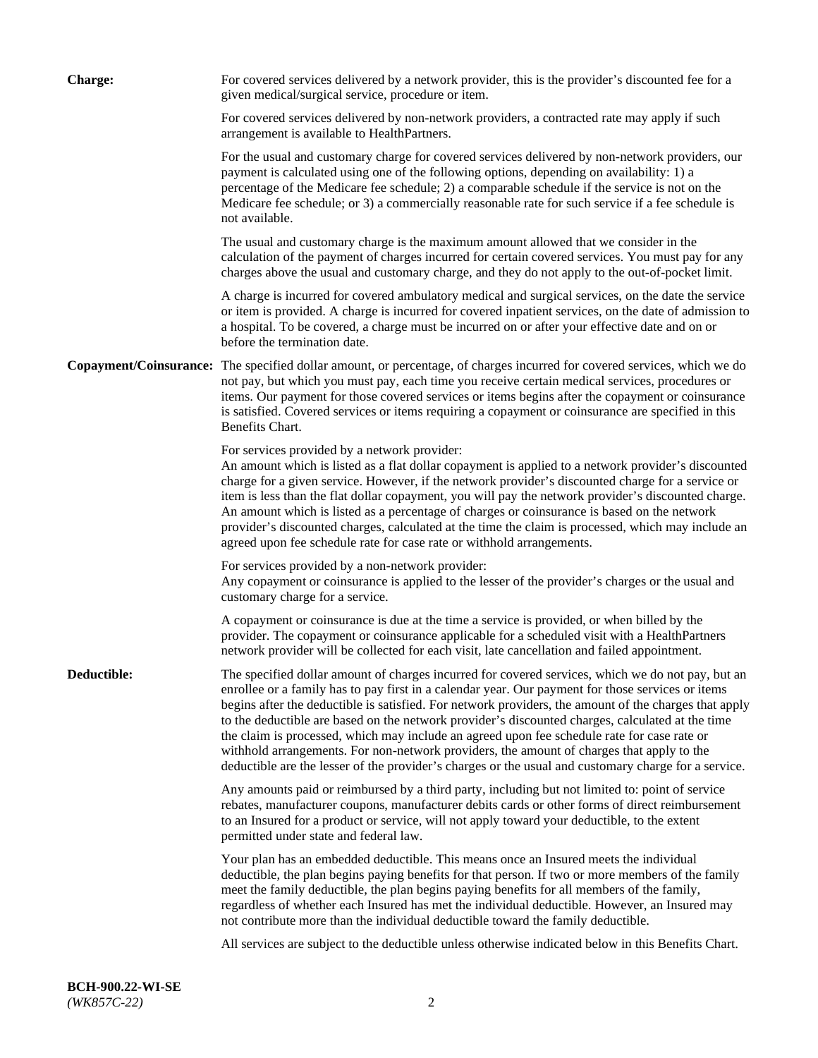**Charge:** For covered services delivered by a network provider, this is the provider's discounted fee for a given medical/surgical service, procedure or item.

For covered services delivered by non-network providers, a contracted rate may apply if such arrangement is available to HealthPartners.

For the usual and customary charge for covered services delivered by non-network providers, our payment is calculated using one of the following options, depending on availability: 1) a percentage of the Medicare fee schedule; 2) a comparable schedule if the service is not on the Medicare fee schedule; or 3) a commercially reasonable rate for such service if a fee schedule is not available.

The usual and customary charge is the maximum amount allowed that we consider in the calculation of the payment of charges incurred for certain covered services. You must pay for any charges above the usual and customary charge, and they do not apply to the out-of-pocket limit.

A charge is incurred for covered ambulatory medical and surgical services, on the date the service or item is provided. A charge is incurred for covered inpatient services, on the date of admission to a hospital. To be covered, a charge must be incurred on or after your effective date and on or before the termination date.

**Copayment/Coinsurance:** The specified dollar amount, or percentage, of charges incurred for covered services, which we do not pay, but which you must pay, each time you receive certain medical services, procedures or items. Our payment for those covered services or items begins after the copayment or coinsurance is satisfied. Covered services or items requiring a copayment or coinsurance are specified in this Benefits Chart.

For services provided by a network provider:
An amount which is listed as a flat dollar copayment is applied to a network provider's discounted charge for a given service. However, if the network provider's discounted charge for a service or item is less than the flat dollar copayment, you will pay the network provider's discounted charge. An amount which is listed as a percentage of charges or coinsurance is based on the network provider's discounted charges, calculated at the time the claim is processed, which may include an agreed upon fee schedule rate for case rate or withhold arrangements.

For services provided by a non-network provider:
Any copayment or coinsurance is applied to the lesser of the provider's charges or the usual and customary charge for a service.

A copayment or coinsurance is due at the time a service is provided, or when billed by the provider. The copayment or coinsurance applicable for a scheduled visit with a HealthPartners network provider will be collected for each visit, late cancellation and failed appointment.

**Deductible:** The specified dollar amount of charges incurred for covered services, which we do not pay, but an enrollee or a family has to pay first in a calendar year. Our payment for those services or items begins after the deductible is satisfied. For network providers, the amount of the charges that apply to the deductible are based on the network provider's discounted charges, calculated at the time the claim is processed, which may include an agreed upon fee schedule rate for case rate or withhold arrangements. For non-network providers, the amount of charges that apply to the deductible are the lesser of the provider's charges or the usual and customary charge for a service.

Any amounts paid or reimbursed by a third party, including but not limited to: point of service rebates, manufacturer coupons, manufacturer debits cards or other forms of direct reimbursement to an Insured for a product or service, will not apply toward your deductible, to the extent permitted under state and federal law.

Your plan has an embedded deductible. This means once an Insured meets the individual deductible, the plan begins paying benefits for that person. If two or more members of the family meet the family deductible, the plan begins paying benefits for all members of the family, regardless of whether each Insured has met the individual deductible. However, an Insured may not contribute more than the individual deductible toward the family deductible.

All services are subject to the deductible unless otherwise indicated below in this Benefits Chart.

**BCH-900.22-WI-SE**
*(WK857C-22)*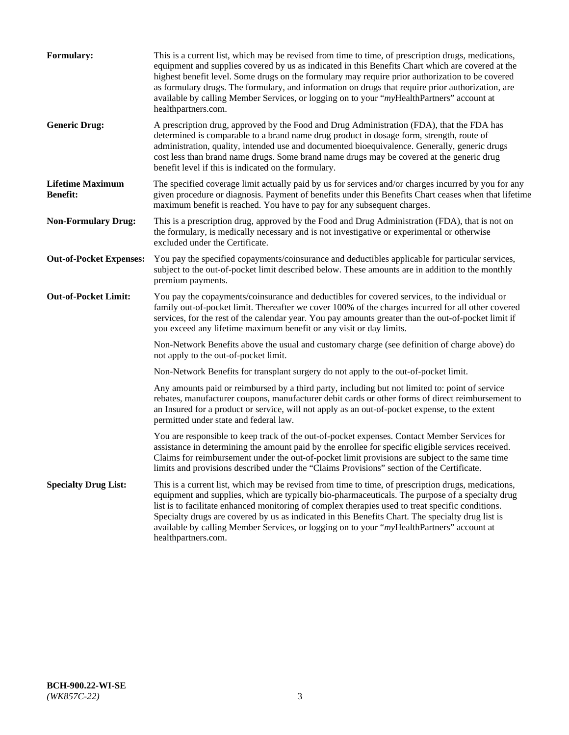**Formulary:** This is a current list, which may be revised from time to time, of prescription drugs, medications, equipment and supplies covered by us as indicated in this Benefits Chart which are covered at the highest benefit level. Some drugs on the formulary may require prior authorization to be covered as formulary drugs. The formulary, and information on drugs that require prior authorization, are available by calling Member Services, or logging on to your "*my*HealthPartners" account at healthpartners.com.

**Generic Drug:** A prescription drug, approved by the Food and Drug Administration (FDA), that the FDA has determined is comparable to a brand name drug product in dosage form, strength, route of administration, quality, intended use and documented bioequivalence. Generally, generic drugs cost less than brand name drugs. Some brand name drugs may be covered at the generic drug benefit level if this is indicated on the formulary.

**Lifetime Maximum Benefit:** The specified coverage limit actually paid by us for services and/or charges incurred by you for any given procedure or diagnosis. Payment of benefits under this Benefits Chart ceases when that lifetime maximum benefit is reached. You have to pay for any subsequent charges.

**Non-Formulary Drug:** This is a prescription drug, approved by the Food and Drug Administration (FDA), that is not on the formulary, is medically necessary and is not investigative or experimental or otherwise excluded under the Certificate.

**Out-of-Pocket Expenses:** You pay the specified copayments/coinsurance and deductibles applicable for particular services, subject to the out-of-pocket limit described below. These amounts are in addition to the monthly premium payments.

**Out-of-Pocket Limit:** You pay the copayments/coinsurance and deductibles for covered services, to the individual or family out-of-pocket limit. Thereafter we cover 100% of the charges incurred for all other covered services, for the rest of the calendar year. You pay amounts greater than the out-of-pocket limit if you exceed any lifetime maximum benefit or any visit or day limits.

Non-Network Benefits above the usual and customary charge (see definition of charge above) do not apply to the out-of-pocket limit.

Non-Network Benefits for transplant surgery do not apply to the out-of-pocket limit.

Any amounts paid or reimbursed by a third party, including but not limited to: point of service rebates, manufacturer coupons, manufacturer debit cards or other forms of direct reimbursement to an Insured for a product or service, will not apply as an out-of-pocket expense, to the extent permitted under state and federal law.

You are responsible to keep track of the out-of-pocket expenses. Contact Member Services for assistance in determining the amount paid by the enrollee for specific eligible services received. Claims for reimbursement under the out-of-pocket limit provisions are subject to the same time limits and provisions described under the "Claims Provisions" section of the Certificate.

**Specialty Drug List:** This is a current list, which may be revised from time to time, of prescription drugs, medications, equipment and supplies, which are typically bio-pharmaceuticals. The purpose of a specialty drug list is to facilitate enhanced monitoring of complex therapies used to treat specific conditions. Specialty drugs are covered by us as indicated in this Benefits Chart. The specialty drug list is available by calling Member Services, or logging on to your "*my*HealthPartners" account at healthpartners.com.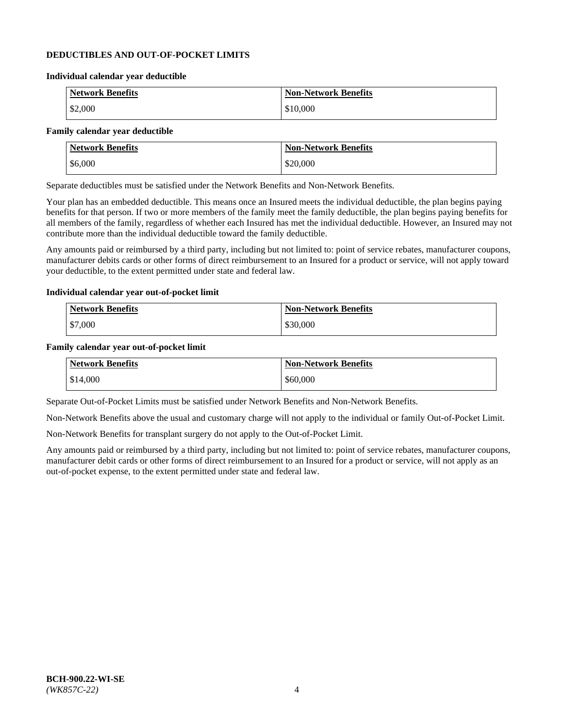**DEDUCTIBLES AND OUT-OF-POCKET LIMITS**

**Individual calendar year deductible**

| Network Benefits | Non-Network Benefits |
|---|---|
| $2,000 | $10,000 |

**Family calendar year deductible**

| Network Benefits | Non-Network Benefits |
|---|---|
| $6,000 | $20,000 |

Separate deductibles must be satisfied under the Network Benefits and Non-Network Benefits.

Your plan has an embedded deductible. This means once an Insured meets the individual deductible, the plan begins paying benefits for that person. If two or more members of the family meet the family deductible, the plan begins paying benefits for all members of the family, regardless of whether each Insured has met the individual deductible. However, an Insured may not contribute more than the individual deductible toward the family deductible.

Any amounts paid or reimbursed by a third party, including but not limited to: point of service rebates, manufacturer coupons, manufacturer debits cards or other forms of direct reimbursement to an Insured for a product or service, will not apply toward your deductible, to the extent permitted under state and federal law.

**Individual calendar year out-of-pocket limit**

| Network Benefits | Non-Network Benefits |
|---|---|
| $7,000 | $30,000 |

**Family calendar year out-of-pocket limit**

| Network Benefits | Non-Network Benefits |
|---|---|
| $14,000 | $60,000 |

Separate Out-of-Pocket Limits must be satisfied under Network Benefits and Non-Network Benefits.

Non-Network Benefits above the usual and customary charge will not apply to the individual or family Out-of-Pocket Limit.

Non-Network Benefits for transplant surgery do not apply to the Out-of-Pocket Limit.

Any amounts paid or reimbursed by a third party, including but not limited to: point of service rebates, manufacturer coupons, manufacturer debit cards or other forms of direct reimbursement to an Insured for a product or service, will not apply as an out-of-pocket expense, to the extent permitted under state and federal law.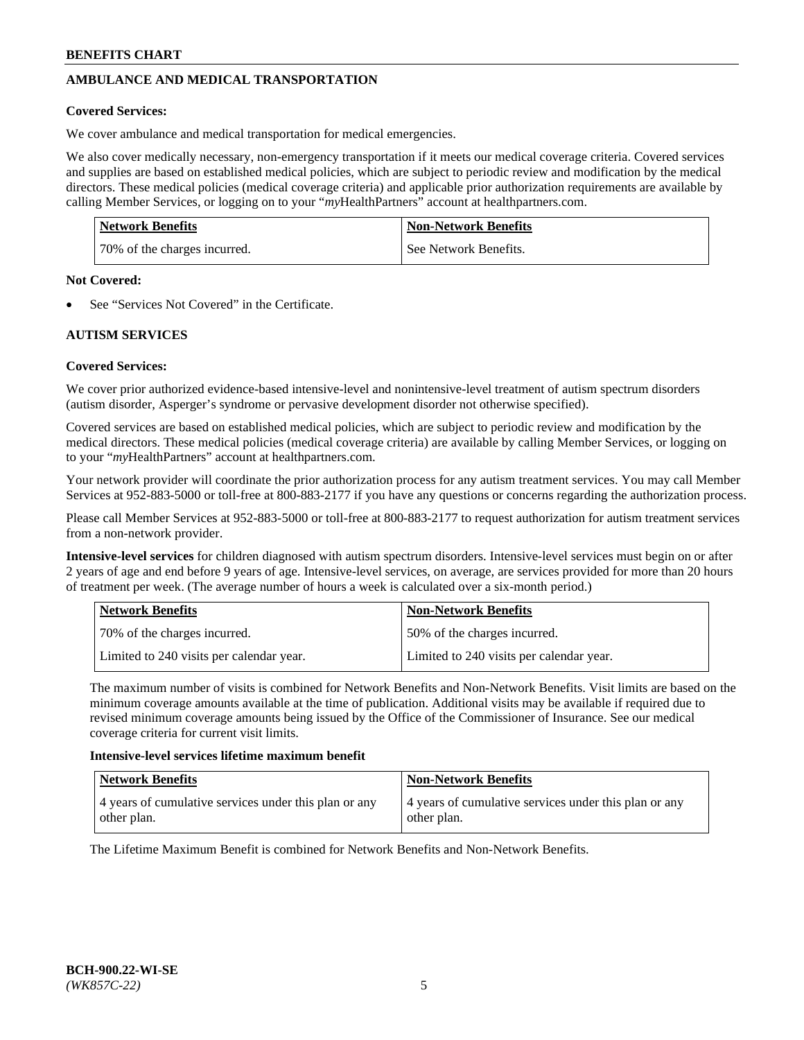## AMBULANCE AND MEDICAL TRANSPORTATION

**Covered Services:**

We cover ambulance and medical transportation for medical emergencies.

We also cover medically necessary, non-emergency transportation if it meets our medical coverage criteria. Covered services and supplies are based on established medical policies, which are subject to periodic review and modification by the medical directors. These medical policies (medical coverage criteria) and applicable prior authorization requirements are available by calling Member Services, or logging on to your "*my*HealthPartners" account at healthpartners.com.

| Network Benefits | Non-Network Benefits |
|---|---|
| 70% of the charges incurred. | See Network Benefits. |

**Not Covered:**

- See "Services Not Covered" in the Certificate.

## AUTISM SERVICES

**Covered Services:**

We cover prior authorized evidence-based intensive-level and nonintensive-level treatment of autism spectrum disorders (autism disorder, Asperger's syndrome or pervasive development disorder not otherwise specified).

Covered services are based on established medical policies, which are subject to periodic review and modification by the medical directors. These medical policies (medical coverage criteria) are available by calling Member Services, or logging on to your "*my*HealthPartners" account at healthpartners.com.

Your network provider will coordinate the prior authorization process for any autism treatment services. You may call Member Services at 952-883-5000 or toll-free at 800-883-2177 if you have any questions or concerns regarding the authorization process.

Please call Member Services at 952-883-5000 or toll-free at 800-883-2177 to request authorization for autism treatment services from a non-network provider.

**Intensive-level services** for children diagnosed with autism spectrum disorders. Intensive-level services must begin on or after 2 years of age and end before 9 years of age. Intensive-level services, on average, are services provided for more than 20 hours of treatment per week. (The average number of hours a week is calculated over a six-month period.)

| Network Benefits | Non-Network Benefits |
|---|---|
| 70% of the charges incurred. | 50% of the charges incurred. |
| Limited to 240 visits per calendar year. | Limited to 240 visits per calendar year. |

The maximum number of visits is combined for Network Benefits and Non-Network Benefits. Visit limits are based on the minimum coverage amounts available at the time of publication. Additional visits may be available if required due to revised minimum coverage amounts being issued by the Office of the Commissioner of Insurance. See our medical coverage criteria for current visit limits.

**Intensive-level services lifetime maximum benefit**

| Network Benefits | Non-Network Benefits |
|---|---|
| 4 years of cumulative services under this plan or any other plan. | 4 years of cumulative services under this plan or any other plan. |

The Lifetime Maximum Benefit is combined for Network Benefits and Non-Network Benefits.

BCH-900.22-WI-SE
*(WK857C-22)*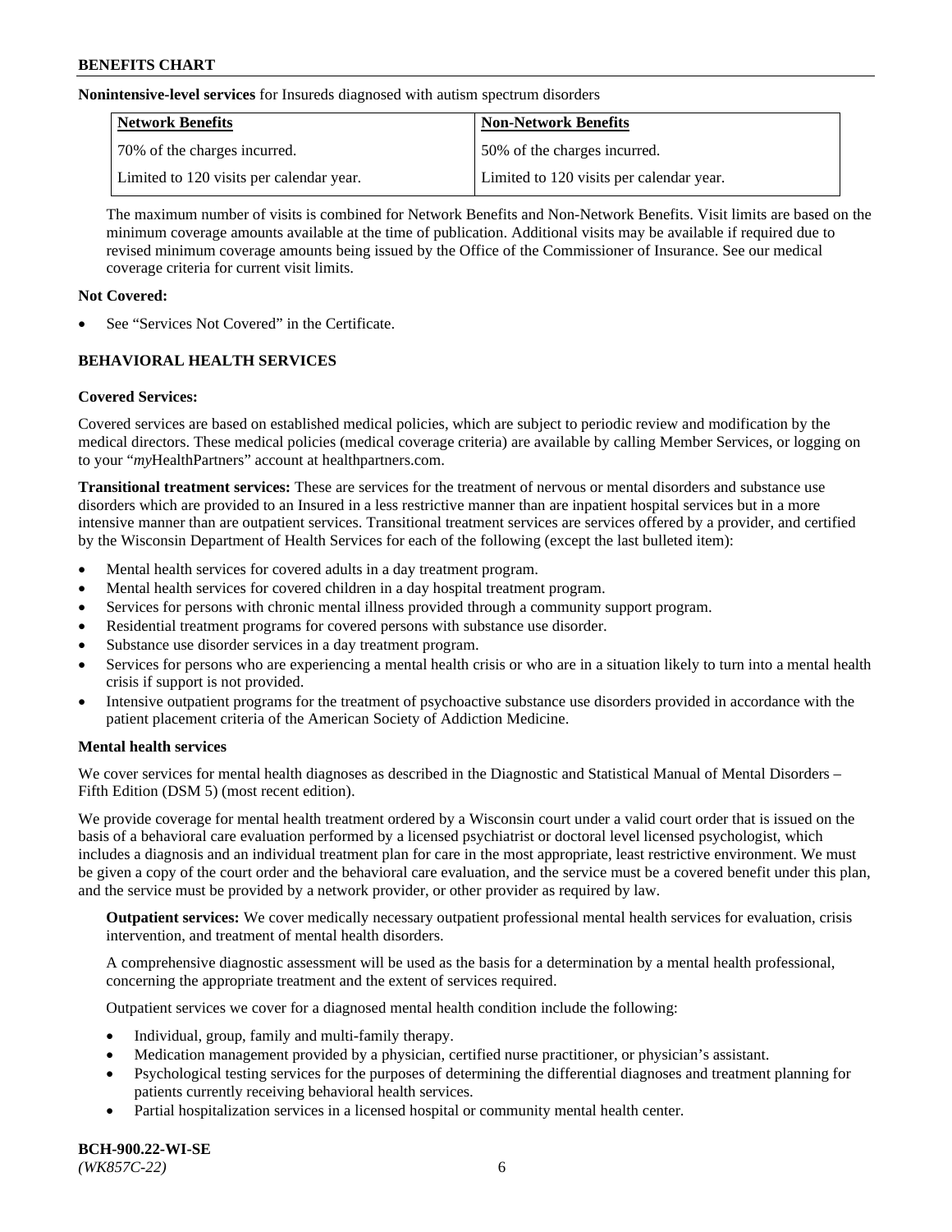**Nonintensive-level services** for Insureds diagnosed with autism spectrum disorders

| Network Benefits | Non-Network Benefits |
|---|---|
| 70% of the charges incurred. | 50% of the charges incurred. |
| Limited to 120 visits per calendar year. | Limited to 120 visits per calendar year. |

The maximum number of visits is combined for Network Benefits and Non-Network Benefits. Visit limits are based on the minimum coverage amounts available at the time of publication. Additional visits may be available if required due to revised minimum coverage amounts being issued by the Office of the Commissioner of Insurance. See our medical coverage criteria for current visit limits.

**Not Covered:**

- See "Services Not Covered" in the Certificate.

## BEHAVIORAL HEALTH SERVICES

**Covered Services:**

Covered services are based on established medical policies, which are subject to periodic review and modification by the medical directors. These medical policies (medical coverage criteria) are available by calling Member Services, or logging on to your "*my*HealthPartners" account at healthpartners.com.

**Transitional treatment services:** These are services for the treatment of nervous or mental disorders and substance use disorders which are provided to an Insured in a less restrictive manner than are inpatient hospital services but in a more intensive manner than are outpatient services. Transitional treatment services are services offered by a provider, and certified by the Wisconsin Department of Health Services for each of the following (except the last bulleted item):

- Mental health services for covered adults in a day treatment program.
- Mental health services for covered children in a day hospital treatment program.
- Services for persons with chronic mental illness provided through a community support program.
- Residential treatment programs for covered persons with substance use disorder.
- Substance use disorder services in a day treatment program.
- Services for persons who are experiencing a mental health crisis or who are in a situation likely to turn into a mental health crisis if support is not provided.
- Intensive outpatient programs for the treatment of psychoactive substance use disorders provided in accordance with the patient placement criteria of the American Society of Addiction Medicine.

**Mental health services**

We cover services for mental health diagnoses as described in the Diagnostic and Statistical Manual of Mental Disorders – Fifth Edition (DSM 5) (most recent edition).

We provide coverage for mental health treatment ordered by a Wisconsin court under a valid court order that is issued on the basis of a behavioral care evaluation performed by a licensed psychiatrist or doctoral level licensed psychologist, which includes a diagnosis and an individual treatment plan for care in the most appropriate, least restrictive environment. We must be given a copy of the court order and the behavioral care evaluation, and the service must be a covered benefit under this plan, and the service must be provided by a network provider, or other provider as required by law.

**Outpatient services:** We cover medically necessary outpatient professional mental health services for evaluation, crisis intervention, and treatment of mental health disorders.

A comprehensive diagnostic assessment will be used as the basis for a determination by a mental health professional, concerning the appropriate treatment and the extent of services required.

Outpatient services we cover for a diagnosed mental health condition include the following:

- Individual, group, family and multi-family therapy.
- Medication management provided by a physician, certified nurse practitioner, or physician's assistant.
- Psychological testing services for the purposes of determining the differential diagnoses and treatment planning for patients currently receiving behavioral health services.
- Partial hospitalization services in a licensed hospital or community mental health center.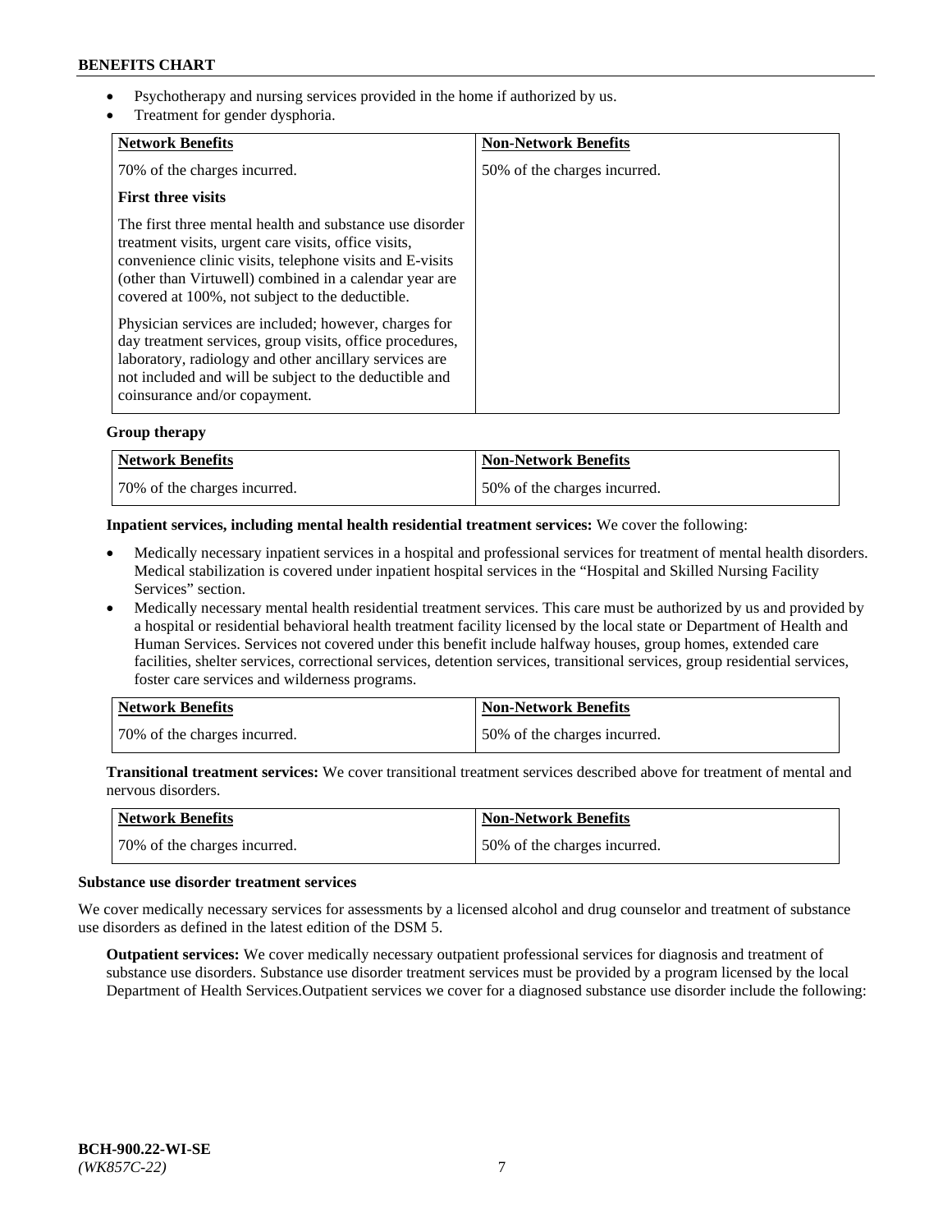- Psychotherapy and nursing services provided in the home if authorized by us.
- Treatment for gender dysphoria.

| Network Benefits | Non-Network Benefits |
| --- | --- |
| 70% of the charges incurred.<br><br>**First three visits**<br><br>The first three mental health and substance use disorder treatment visits, urgent care visits, office visits, convenience clinic visits, telephone visits and E-visits (other than Virtuwell) combined in a calendar year are covered at 100%, not subject to the deductible.<br><br>Physician services are included; however, charges for day treatment services, group visits, office procedures, laboratory, radiology and other ancillary services are not included and will be subject to the deductible and coinsurance and/or copayment. | 50% of the charges incurred. |

**Group therapy**

| Network Benefits | Non-Network Benefits |
| --- | --- |
| 70% of the charges incurred. | 50% of the charges incurred. |

**Inpatient services, including mental health residential treatment services:** We cover the following:

- Medically necessary inpatient services in a hospital and professional services for treatment of mental health disorders. Medical stabilization is covered under inpatient hospital services in the "Hospital and Skilled Nursing Facility Services" section.
- Medically necessary mental health residential treatment services. This care must be authorized by us and provided by a hospital or residential behavioral health treatment facility licensed by the local state or Department of Health and Human Services. Services not covered under this benefit include halfway houses, group homes, extended care facilities, shelter services, correctional services, detention services, transitional services, group residential services, foster care services and wilderness programs.

| Network Benefits | Non-Network Benefits |
| --- | --- |
| 70% of the charges incurred. | 50% of the charges incurred. |

**Transitional treatment services:** We cover transitional treatment services described above for treatment of mental and nervous disorders.

| Network Benefits | Non-Network Benefits |
| --- | --- |
| 70% of the charges incurred. | 50% of the charges incurred. |

**Substance use disorder treatment services**

We cover medically necessary services for assessments by a licensed alcohol and drug counselor and treatment of substance use disorders as defined in the latest edition of the DSM 5.

**Outpatient services:** We cover medically necessary outpatient professional services for diagnosis and treatment of substance use disorders. Substance use disorder treatment services must be provided by a program licensed by the local Department of Health Services.Outpatient services we cover for a diagnosed substance use disorder include the following: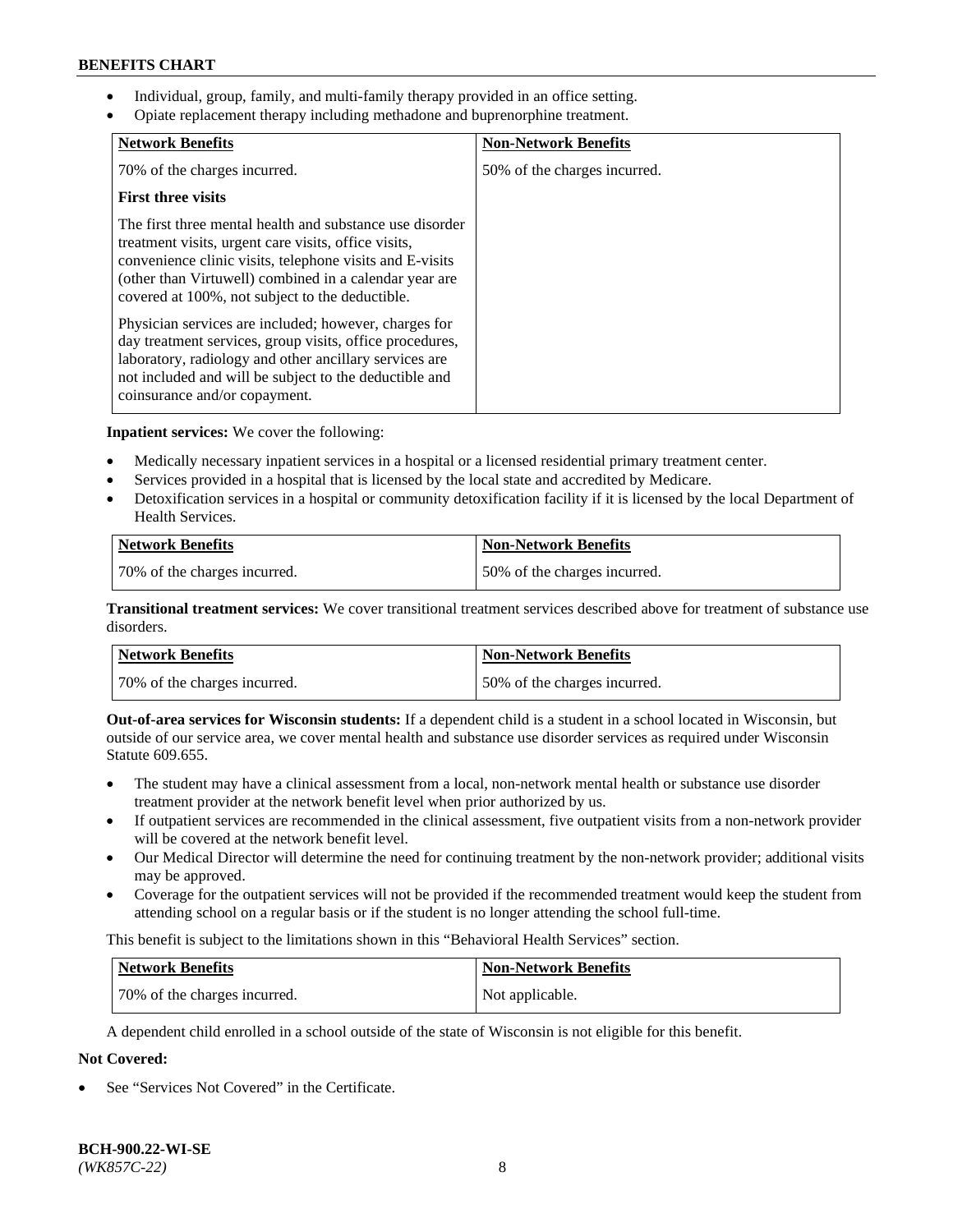- Individual, group, family, and multi-family therapy provided in an office setting.
- Opiate replacement therapy including methadone and buprenorphine treatment.

| Network Benefits | Non-Network Benefits |
| --- | --- |
| 70% of the charges incurred.<br><br>**First three visits**<br><br>The first three mental health and substance use disorder treatment visits, urgent care visits, office visits, convenience clinic visits, telephone visits and E-visits (other than Virtuwell) combined in a calendar year are covered at 100%, not subject to the deductible.<br><br>Physician services are included; however, charges for day treatment services, group visits, office procedures, laboratory, radiology and other ancillary services are not included and will be subject to the deductible and coinsurance and/or copayment. | 50% of the charges incurred. |

**Inpatient services:** We cover the following:

- Medically necessary inpatient services in a hospital or a licensed residential primary treatment center.
- Services provided in a hospital that is licensed by the local state and accredited by Medicare.
- Detoxification services in a hospital or community detoxification facility if it is licensed by the local Department of Health Services.

| Network Benefits | Non-Network Benefits |
| --- | --- |
| 70% of the charges incurred. | 50% of the charges incurred. |

**Transitional treatment services:** We cover transitional treatment services described above for treatment of substance use disorders.

| Network Benefits | Non-Network Benefits |
| --- | --- |
| 70% of the charges incurred. | 50% of the charges incurred. |

**Out-of-area services for Wisconsin students:** If a dependent child is a student in a school located in Wisconsin, but outside of our service area, we cover mental health and substance use disorder services as required under Wisconsin Statute 609.655.

- The student may have a clinical assessment from a local, non-network mental health or substance use disorder treatment provider at the network benefit level when prior authorized by us.
- If outpatient services are recommended in the clinical assessment, five outpatient visits from a non-network provider will be covered at the network benefit level.
- Our Medical Director will determine the need for continuing treatment by the non-network provider; additional visits may be approved.
- Coverage for the outpatient services will not be provided if the recommended treatment would keep the student from attending school on a regular basis or if the student is no longer attending the school full-time.

This benefit is subject to the limitations shown in this "Behavioral Health Services" section.

| Network Benefits | Non-Network Benefits |
| --- | --- |
| 70% of the charges incurred. | Not applicable. |

A dependent child enrolled in a school outside of the state of Wisconsin is not eligible for this benefit.

**Not Covered:**

- See "Services Not Covered" in the Certificate.

**BCH-900.22-WI-SE**
*(WK857C-22)*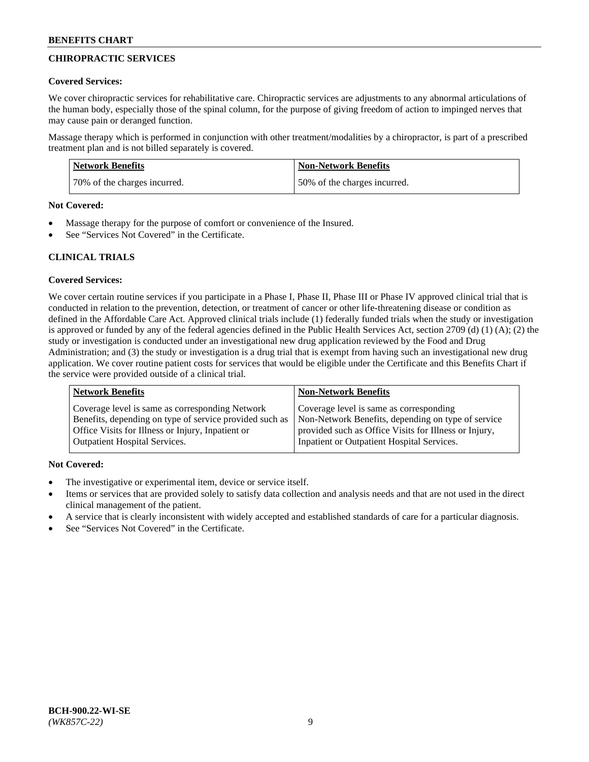## CHIROPRACTIC SERVICES

**Covered Services:**

We cover chiropractic services for rehabilitative care. Chiropractic services are adjustments to any abnormal articulations of the human body, especially those of the spinal column, for the purpose of giving freedom of action to impinged nerves that may cause pain or deranged function.

Massage therapy which is performed in conjunction with other treatment/modalities by a chiropractor, is part of a prescribed treatment plan and is not billed separately is covered.

| Network Benefits | Non-Network Benefits |
| --- | --- |
| 70% of the charges incurred. | 50% of the charges incurred. |

**Not Covered:**

- Massage therapy for the purpose of comfort or convenience of the Insured.
- See "Services Not Covered" in the Certificate.

## CLINICAL TRIALS

**Covered Services:**

We cover certain routine services if you participate in a Phase I, Phase II, Phase III or Phase IV approved clinical trial that is conducted in relation to the prevention, detection, or treatment of cancer or other life-threatening disease or condition as defined in the Affordable Care Act. Approved clinical trials include (1) federally funded trials when the study or investigation is approved or funded by any of the federal agencies defined in the Public Health Services Act, section 2709 (d) (1) (A); (2) the study or investigation is conducted under an investigational new drug application reviewed by the Food and Drug Administration; and (3) the study or investigation is a drug trial that is exempt from having such an investigational new drug application. We cover routine patient costs for services that would be eligible under the Certificate and this Benefits Chart if the service were provided outside of a clinical trial.

| Network Benefits | Non-Network Benefits |
| --- | --- |
| Coverage level is same as corresponding Network Benefits, depending on type of service provided such as Office Visits for Illness or Injury, Inpatient or Outpatient Hospital Services. | Coverage level is same as corresponding Non-Network Benefits, depending on type of service provided such as Office Visits for Illness or Injury, Inpatient or Outpatient Hospital Services. |

**Not Covered:**

- The investigative or experimental item, device or service itself.
- Items or services that are provided solely to satisfy data collection and analysis needs and that are not used in the direct clinical management of the patient.
- A service that is clearly inconsistent with widely accepted and established standards of care for a particular diagnosis.
- See "Services Not Covered" in the Certificate.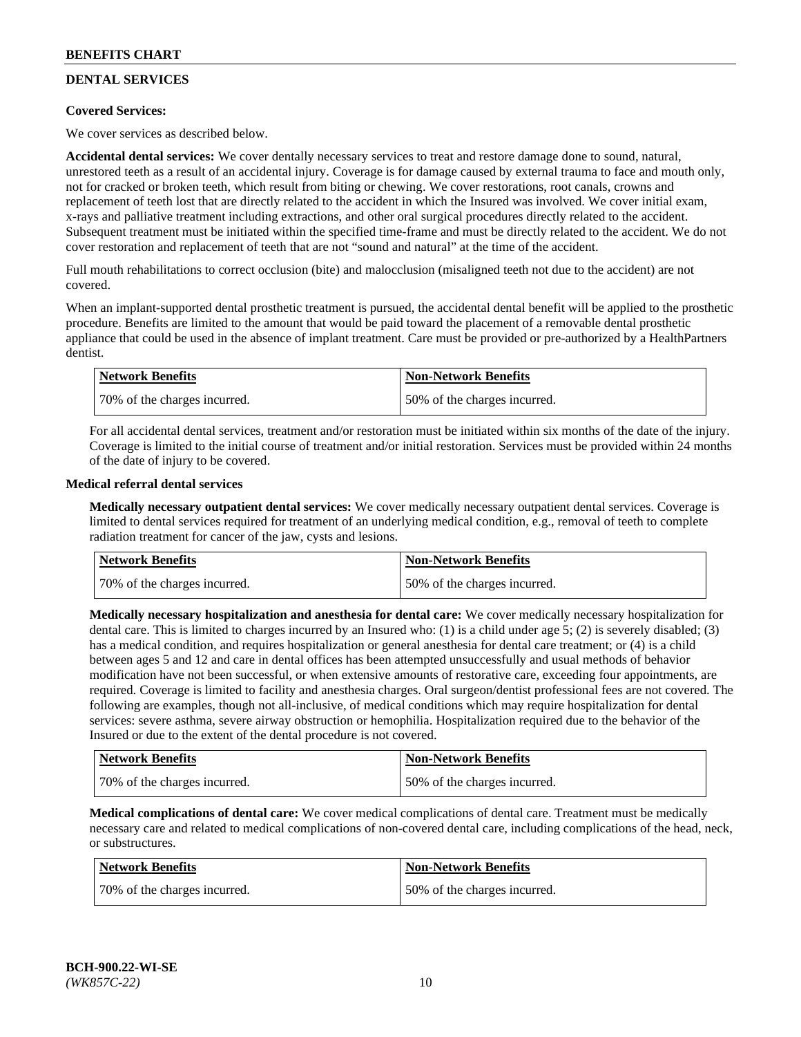## DENTAL SERVICES

**Covered Services:**

We cover services as described below.

**Accidental dental services:** We cover dentally necessary services to treat and restore damage done to sound, natural, unrestored teeth as a result of an accidental injury. Coverage is for damage caused by external trauma to face and mouth only, not for cracked or broken teeth, which result from biting or chewing. We cover restorations, root canals, crowns and replacement of teeth lost that are directly related to the accident in which the Insured was involved. We cover initial exam, x-rays and palliative treatment including extractions, and other oral surgical procedures directly related to the accident. Subsequent treatment must be initiated within the specified time-frame and must be directly related to the accident. We do not cover restoration and replacement of teeth that are not "sound and natural" at the time of the accident.

Full mouth rehabilitations to correct occlusion (bite) and malocclusion (misaligned teeth not due to the accident) are not covered.

When an implant-supported dental prosthetic treatment is pursued, the accidental dental benefit will be applied to the prosthetic procedure. Benefits are limited to the amount that would be paid toward the placement of a removable dental prosthetic appliance that could be used in the absence of implant treatment. Care must be provided or pre-authorized by a HealthPartners dentist.

| Network Benefits | Non-Network Benefits |
|---|---|
| 70% of the charges incurred. | 50% of the charges incurred. |

For all accidental dental services, treatment and/or restoration must be initiated within six months of the date of the injury. Coverage is limited to the initial course of treatment and/or initial restoration. Services must be provided within 24 months of the date of injury to be covered.

**Medical referral dental services**

**Medically necessary outpatient dental services:** We cover medically necessary outpatient dental services. Coverage is limited to dental services required for treatment of an underlying medical condition, e.g., removal of teeth to complete radiation treatment for cancer of the jaw, cysts and lesions.

| Network Benefits | Non-Network Benefits |
|---|---|
| 70% of the charges incurred. | 50% of the charges incurred. |

**Medically necessary hospitalization and anesthesia for dental care:** We cover medically necessary hospitalization for dental care. This is limited to charges incurred by an Insured who: (1) is a child under age 5; (2) is severely disabled; (3) has a medical condition, and requires hospitalization or general anesthesia for dental care treatment; or (4) is a child between ages 5 and 12 and care in dental offices has been attempted unsuccessfully and usual methods of behavior modification have not been successful, or when extensive amounts of restorative care, exceeding four appointments, are required. Coverage is limited to facility and anesthesia charges. Oral surgeon/dentist professional fees are not covered. The following are examples, though not all-inclusive, of medical conditions which may require hospitalization for dental services: severe asthma, severe airway obstruction or hemophilia. Hospitalization required due to the behavior of the Insured or due to the extent of the dental procedure is not covered.

| Network Benefits | Non-Network Benefits |
|---|---|
| 70% of the charges incurred. | 50% of the charges incurred. |

**Medical complications of dental care:** We cover medical complications of dental care. Treatment must be medically necessary care and related to medical complications of non-covered dental care, including complications of the head, neck, or substructures.

| Network Benefits | Non-Network Benefits |
|---|---|
| 70% of the charges incurred. | 50% of the charges incurred. |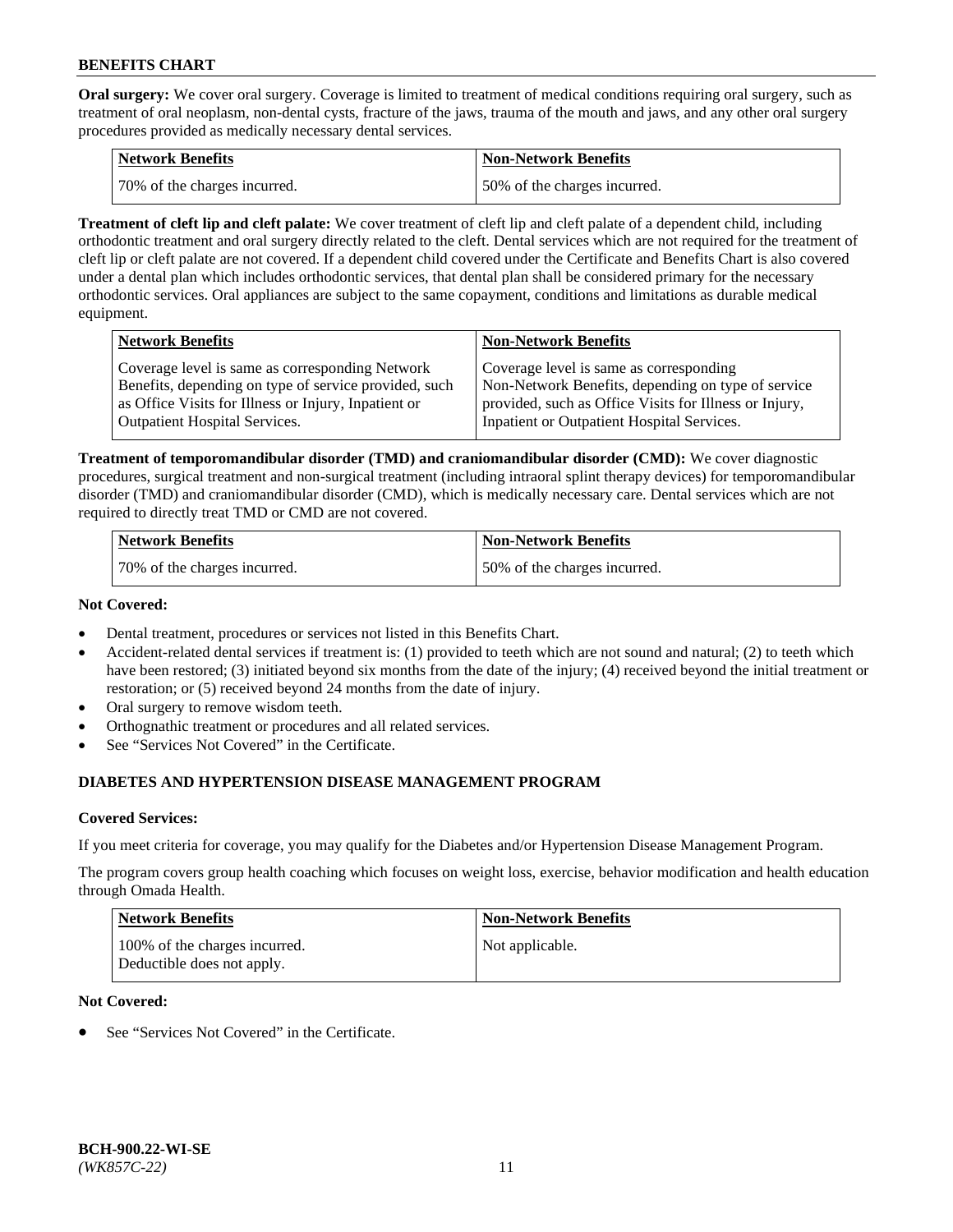**Oral surgery:** We cover oral surgery. Coverage is limited to treatment of medical conditions requiring oral surgery, such as treatment of oral neoplasm, non-dental cysts, fracture of the jaws, trauma of the mouth and jaws, and any other oral surgery procedures provided as medically necessary dental services.

| Network Benefits | Non-Network Benefits |
|---|---|
| 70% of the charges incurred. | 50% of the charges incurred. |

**Treatment of cleft lip and cleft palate:** We cover treatment of cleft lip and cleft palate of a dependent child, including orthodontic treatment and oral surgery directly related to the cleft. Dental services which are not required for the treatment of cleft lip or cleft palate are not covered. If a dependent child covered under the Certificate and Benefits Chart is also covered under a dental plan which includes orthodontic services, that dental plan shall be considered primary for the necessary orthodontic services. Oral appliances are subject to the same copayment, conditions and limitations as durable medical equipment.

| Network Benefits | Non-Network Benefits |
|---|---|
| Coverage level is same as corresponding Network Benefits, depending on type of service provided, such as Office Visits for Illness or Injury, Inpatient or Outpatient Hospital Services. | Coverage level is same as corresponding Non-Network Benefits, depending on type of service provided, such as Office Visits for Illness or Injury, Inpatient or Outpatient Hospital Services. |

**Treatment of temporomandibular disorder (TMD) and craniomandibular disorder (CMD):** We cover diagnostic procedures, surgical treatment and non-surgical treatment (including intraoral splint therapy devices) for temporomandibular disorder (TMD) and craniomandibular disorder (CMD), which is medically necessary care. Dental services which are not required to directly treat TMD or CMD are not covered.

| Network Benefits | Non-Network Benefits |
|---|---|
| 70% of the charges incurred. | 50% of the charges incurred. |

**Not Covered:**

- Dental treatment, procedures or services not listed in this Benefits Chart.
- Accident-related dental services if treatment is: (1) provided to teeth which are not sound and natural; (2) to teeth which have been restored; (3) initiated beyond six months from the date of the injury; (4) received beyond the initial treatment or restoration; or (5) received beyond 24 months from the date of injury.
- Oral surgery to remove wisdom teeth.
- Orthognathic treatment or procedures and all related services.
- See "Services Not Covered" in the Certificate.

## DIABETES AND HYPERTENSION DISEASE MANAGEMENT PROGRAM

**Covered Services:**

If you meet criteria for coverage, you may qualify for the Diabetes and/or Hypertension Disease Management Program.

The program covers group health coaching which focuses on weight loss, exercise, behavior modification and health education through Omada Health.

| Network Benefits | Non-Network Benefits |
|---|---|
| 100% of the charges incurred. Deductible does not apply. | Not applicable. |

**Not Covered:**

- See "Services Not Covered" in the Certificate.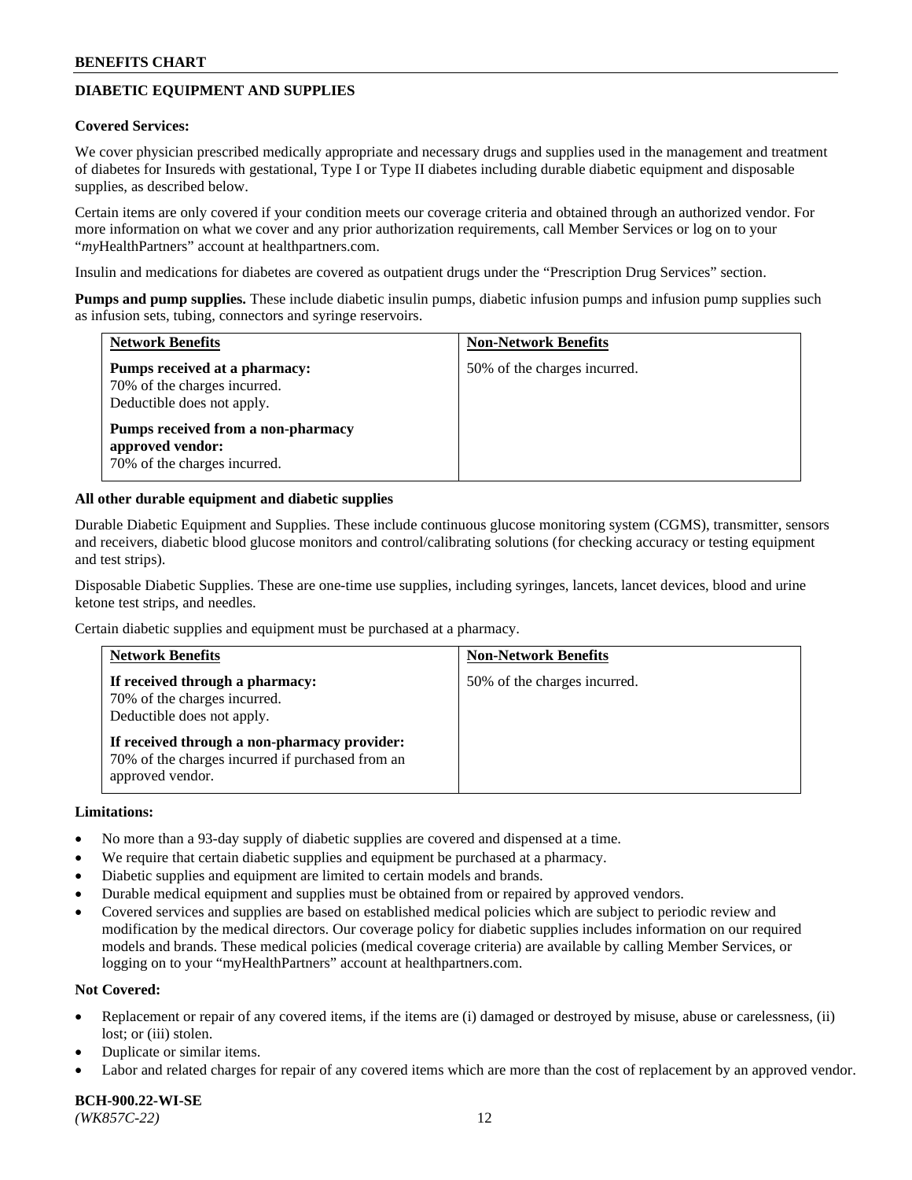## DIABETIC EQUIPMENT AND SUPPLIES

**Covered Services:**

We cover physician prescribed medically appropriate and necessary drugs and supplies used in the management and treatment of diabetes for Insureds with gestational, Type I or Type II diabetes including durable diabetic equipment and disposable supplies, as described below.

Certain items are only covered if your condition meets our coverage criteria and obtained through an authorized vendor. For more information on what we cover and any prior authorization requirements, call Member Services or log on to your "*my*HealthPartners" account at healthpartners.com.

Insulin and medications for diabetes are covered as outpatient drugs under the "Prescription Drug Services" section.

**Pumps and pump supplies.** These include diabetic insulin pumps, diabetic infusion pumps and infusion pump supplies such as infusion sets, tubing, connectors and syringe reservoirs.

| Network Benefits | Non-Network Benefits |
|---|---|
| **Pumps received at a pharmacy:** 70% of the charges incurred. Deductible does not apply. **Pumps received from a non-pharmacy approved vendor:** 70% of the charges incurred. | 50% of the charges incurred. |

**All other durable equipment and diabetic supplies**

Durable Diabetic Equipment and Supplies. These include continuous glucose monitoring system (CGMS), transmitter, sensors and receivers, diabetic blood glucose monitors and control/calibrating solutions (for checking accuracy or testing equipment and test strips).

Disposable Diabetic Supplies. These are one-time use supplies, including syringes, lancets, lancet devices, blood and urine ketone test strips, and needles.

Certain diabetic supplies and equipment must be purchased at a pharmacy.

| Network Benefits | Non-Network Benefits |
|---|---|
| **If received through a pharmacy:** 70% of the charges incurred. Deductible does not apply. **If received through a non-pharmacy provider:** 70% of the charges incurred if purchased from an approved vendor. | 50% of the charges incurred. |

**Limitations:**

- No more than a 93-day supply of diabetic supplies are covered and dispensed at a time.
- We require that certain diabetic supplies and equipment be purchased at a pharmacy.
- Diabetic supplies and equipment are limited to certain models and brands.
- Durable medical equipment and supplies must be obtained from or repaired by approved vendors.
- Covered services and supplies are based on established medical policies which are subject to periodic review and modification by the medical directors. Our coverage policy for diabetic supplies includes information on our required models and brands. These medical policies (medical coverage criteria) are available by calling Member Services, or logging on to your "myHealthPartners" account at healthpartners.com.

**Not Covered:**

- Replacement or repair of any covered items, if the items are (i) damaged or destroyed by misuse, abuse or carelessness, (ii) lost; or (iii) stolen.
- Duplicate or similar items.
- Labor and related charges for repair of any covered items which are more than the cost of replacement by an approved vendor.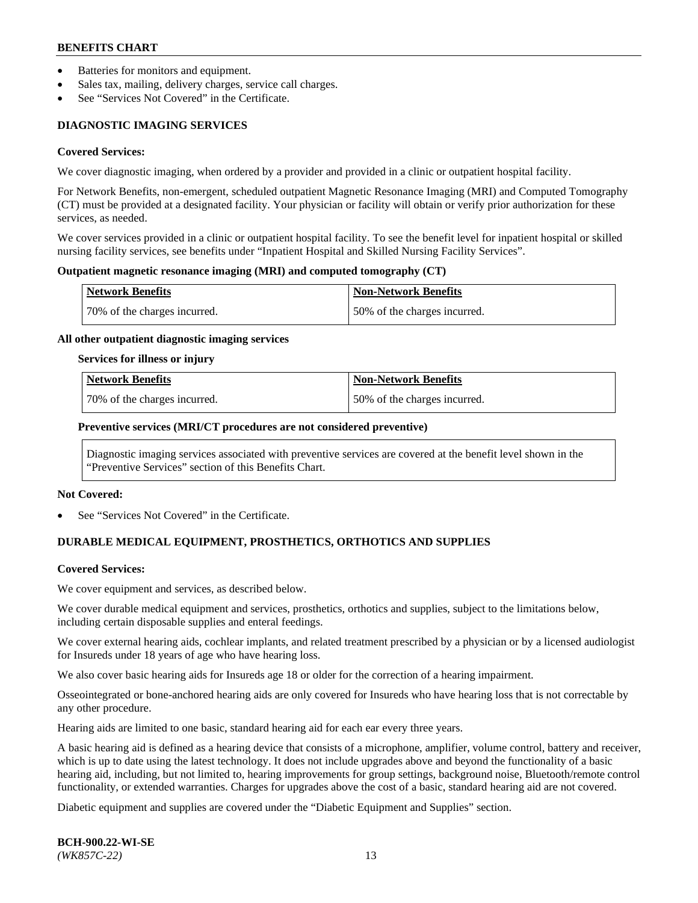- Batteries for monitors and equipment.
- Sales tax, mailing, delivery charges, service call charges.
- See "Services Not Covered" in the Certificate.

## DIAGNOSTIC IMAGING SERVICES

**Covered Services:**

We cover diagnostic imaging, when ordered by a provider and provided in a clinic or outpatient hospital facility.

For Network Benefits, non-emergent, scheduled outpatient Magnetic Resonance Imaging (MRI) and Computed Tomography (CT) must be provided at a designated facility. Your physician or facility will obtain or verify prior authorization for these services, as needed.

We cover services provided in a clinic or outpatient hospital facility. To see the benefit level for inpatient hospital or skilled nursing facility services, see benefits under "Inpatient Hospital and Skilled Nursing Facility Services".

**Outpatient magnetic resonance imaging (MRI) and computed tomography (CT)**

| Network Benefits | Non-Network Benefits |
|---|---|
| 70% of the charges incurred. | 50% of the charges incurred. |

**All other outpatient diagnostic imaging services**

**Services for illness or injury**

| Network Benefits | Non-Network Benefits |
|---|---|
| 70% of the charges incurred. | 50% of the charges incurred. |

**Preventive services (MRI/CT procedures are not considered preventive)**

Diagnostic imaging services associated with preventive services are covered at the benefit level shown in the "Preventive Services" section of this Benefits Chart.

**Not Covered:**

- See "Services Not Covered" in the Certificate.

## DURABLE MEDICAL EQUIPMENT, PROSTHETICS, ORTHOTICS AND SUPPLIES

**Covered Services:**

We cover equipment and services, as described below.

We cover durable medical equipment and services, prosthetics, orthotics and supplies, subject to the limitations below, including certain disposable supplies and enteral feedings.

We cover external hearing aids, cochlear implants, and related treatment prescribed by a physician or by a licensed audiologist for Insureds under 18 years of age who have hearing loss.

We also cover basic hearing aids for Insureds age 18 or older for the correction of a hearing impairment.

Osseointegrated or bone-anchored hearing aids are only covered for Insureds who have hearing loss that is not correctable by any other procedure.

Hearing aids are limited to one basic, standard hearing aid for each ear every three years.

A basic hearing aid is defined as a hearing device that consists of a microphone, amplifier, volume control, battery and receiver, which is up to date using the latest technology. It does not include upgrades above and beyond the functionality of a basic hearing aid, including, but not limited to, hearing improvements for group settings, background noise, Bluetooth/remote control functionality, or extended warranties. Charges for upgrades above the cost of a basic, standard hearing aid are not covered.

Diabetic equipment and supplies are covered under the "Diabetic Equipment and Supplies" section.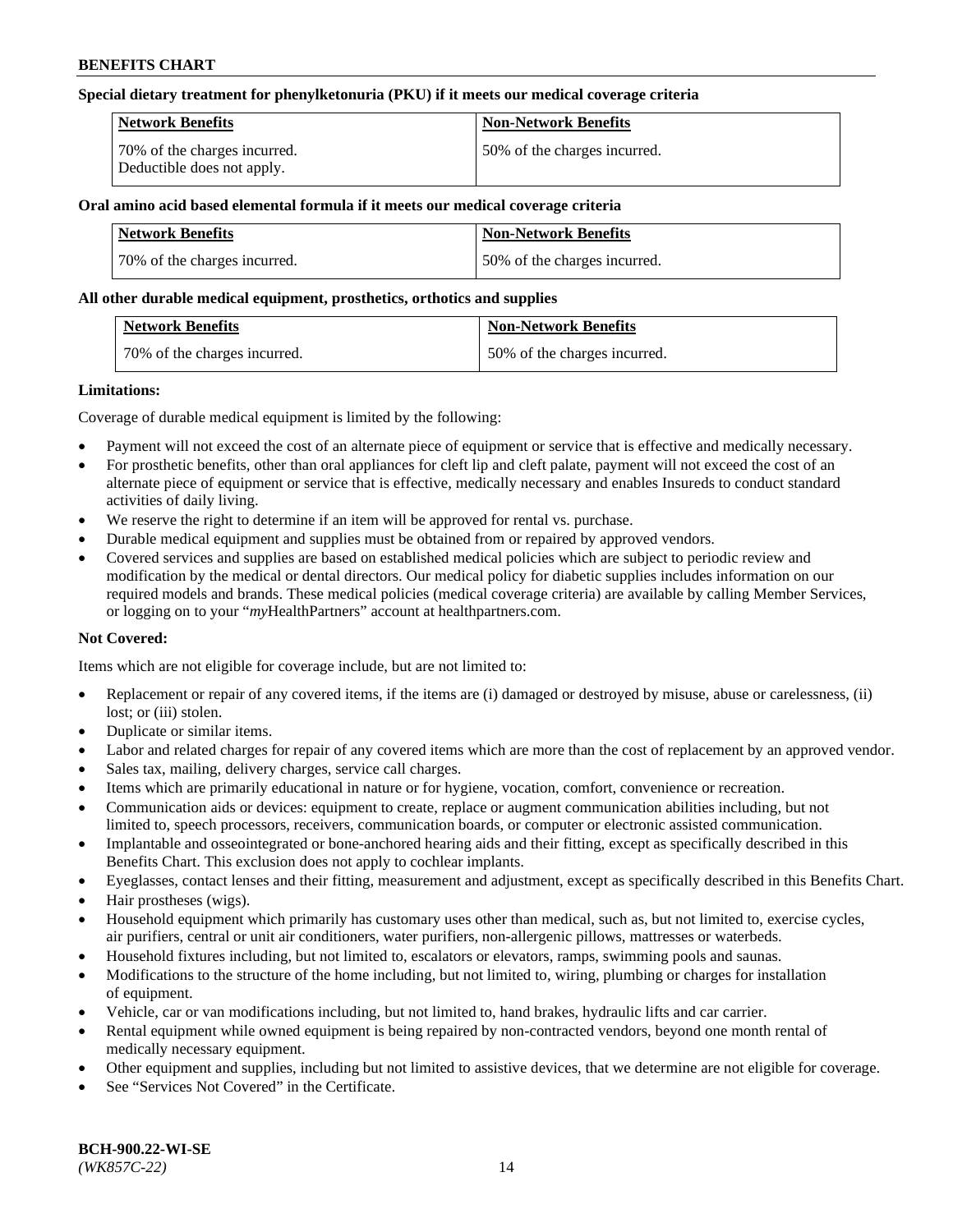**Special dietary treatment for phenylketonuria (PKU) if it meets our medical coverage criteria**

| Network Benefits | Non-Network Benefits |
|---|---|
| 70% of the charges incurred. Deductible does not apply. | 50% of the charges incurred. |

**Oral amino acid based elemental formula if it meets our medical coverage criteria**

| Network Benefits | Non-Network Benefits |
|---|---|
| 70% of the charges incurred. | 50% of the charges incurred. |

**All other durable medical equipment, prosthetics, orthotics and supplies**

| Network Benefits | Non-Network Benefits |
|---|---|
| 70% of the charges incurred. | 50% of the charges incurred. |

**Limitations:**

Coverage of durable medical equipment is limited by the following:

- Payment will not exceed the cost of an alternate piece of equipment or service that is effective and medically necessary.
- For prosthetic benefits, other than oral appliances for cleft lip and cleft palate, payment will not exceed the cost of an alternate piece of equipment or service that is effective, medically necessary and enables Insureds to conduct standard activities of daily living.
- We reserve the right to determine if an item will be approved for rental vs. purchase.
- Durable medical equipment and supplies must be obtained from or repaired by approved vendors.
- Covered services and supplies are based on established medical policies which are subject to periodic review and modification by the medical or dental directors. Our medical policy for diabetic supplies includes information on our required models and brands. These medical policies (medical coverage criteria) are available by calling Member Services, or logging on to your "*my*HealthPartners" account at healthpartners.com.

**Not Covered:**

Items which are not eligible for coverage include, but are not limited to:

- Replacement or repair of any covered items, if the items are (i) damaged or destroyed by misuse, abuse or carelessness, (ii) lost; or (iii) stolen.
- Duplicate or similar items.
- Labor and related charges for repair of any covered items which are more than the cost of replacement by an approved vendor.
- Sales tax, mailing, delivery charges, service call charges.
- Items which are primarily educational in nature or for hygiene, vocation, comfort, convenience or recreation.
- Communication aids or devices: equipment to create, replace or augment communication abilities including, but not limited to, speech processors, receivers, communication boards, or computer or electronic assisted communication.
- Implantable and osseointegrated or bone-anchored hearing aids and their fitting, except as specifically described in this Benefits Chart. This exclusion does not apply to cochlear implants.
- Eyeglasses, contact lenses and their fitting, measurement and adjustment, except as specifically described in this Benefits Chart.
- Hair prostheses (wigs).
- Household equipment which primarily has customary uses other than medical, such as, but not limited to, exercise cycles, air purifiers, central or unit air conditioners, water purifiers, non-allergenic pillows, mattresses or waterbeds.
- Household fixtures including, but not limited to, escalators or elevators, ramps, swimming pools and saunas.
- Modifications to the structure of the home including, but not limited to, wiring, plumbing or charges for installation of equipment.
- Vehicle, car or van modifications including, but not limited to, hand brakes, hydraulic lifts and car carrier.
- Rental equipment while owned equipment is being repaired by non-contracted vendors, beyond one month rental of medically necessary equipment.
- Other equipment and supplies, including but not limited to assistive devices, that we determine are not eligible for coverage.
- See "Services Not Covered" in the Certificate.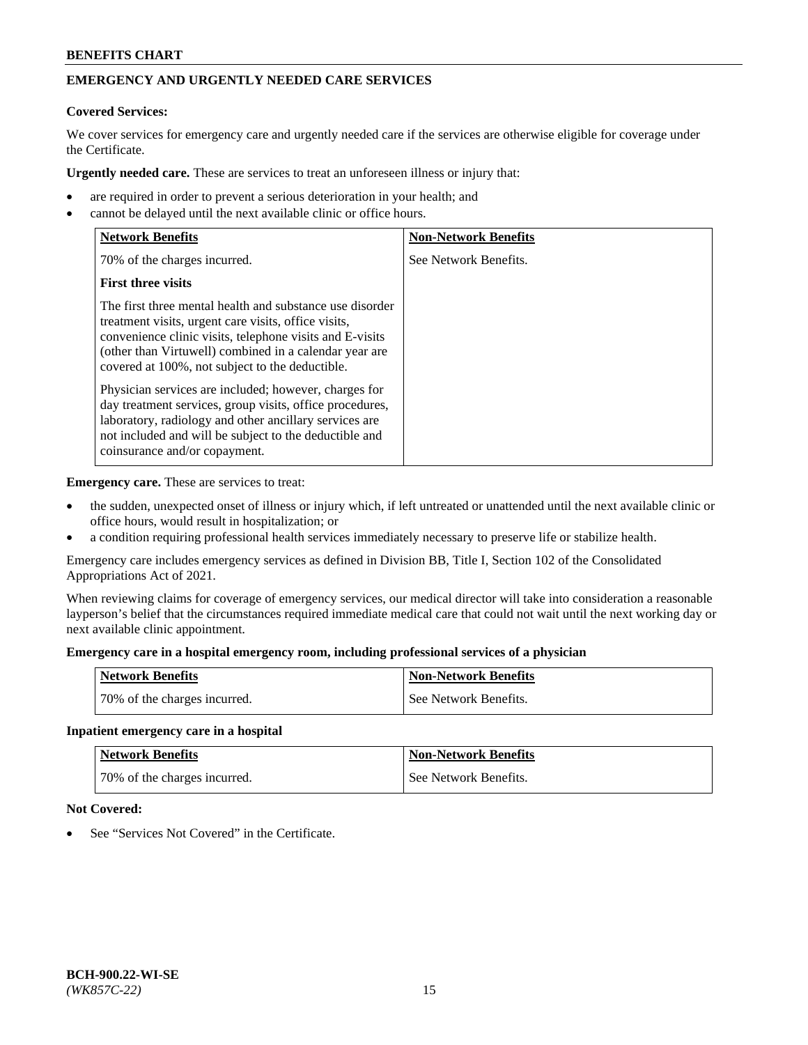## EMERGENCY AND URGENTLY NEEDED CARE SERVICES

**Covered Services:**

We cover services for emergency care and urgently needed care if the services are otherwise eligible for coverage under the Certificate.

**Urgently needed care.** These are services to treat an unforeseen illness or injury that:

- are required in order to prevent a serious deterioration in your health; and
- cannot be delayed until the next available clinic or office hours.

| Network Benefits | Non-Network Benefits |
|---|---|
| 70% of the charges incurred.<br><br>**First three visits**<br><br>The first three mental health and substance use disorder treatment visits, urgent care visits, office visits, convenience clinic visits, telephone visits and E-visits (other than Virtuwell) combined in a calendar year are covered at 100%, not subject to the deductible.<br><br>Physician services are included; however, charges for day treatment services, group visits, office procedures, laboratory, radiology and other ancillary services are not included and will be subject to the deductible and coinsurance and/or copayment. | See Network Benefits. |

**Emergency care.** These are services to treat:

- the sudden, unexpected onset of illness or injury which, if left untreated or unattended until the next available clinic or office hours, would result in hospitalization; or
- a condition requiring professional health services immediately necessary to preserve life or stabilize health.

Emergency care includes emergency services as defined in Division BB, Title I, Section 102 of the Consolidated Appropriations Act of 2021.

When reviewing claims for coverage of emergency services, our medical director will take into consideration a reasonable layperson's belief that the circumstances required immediate medical care that could not wait until the next working day or next available clinic appointment.

**Emergency care in a hospital emergency room, including professional services of a physician**

| Network Benefits | Non-Network Benefits |
|---|---|
| 70% of the charges incurred. | See Network Benefits. |

**Inpatient emergency care in a hospital**

| Network Benefits | Non-Network Benefits |
|---|---|
| 70% of the charges incurred. | See Network Benefits. |

**Not Covered:**

- See "Services Not Covered" in the Certificate.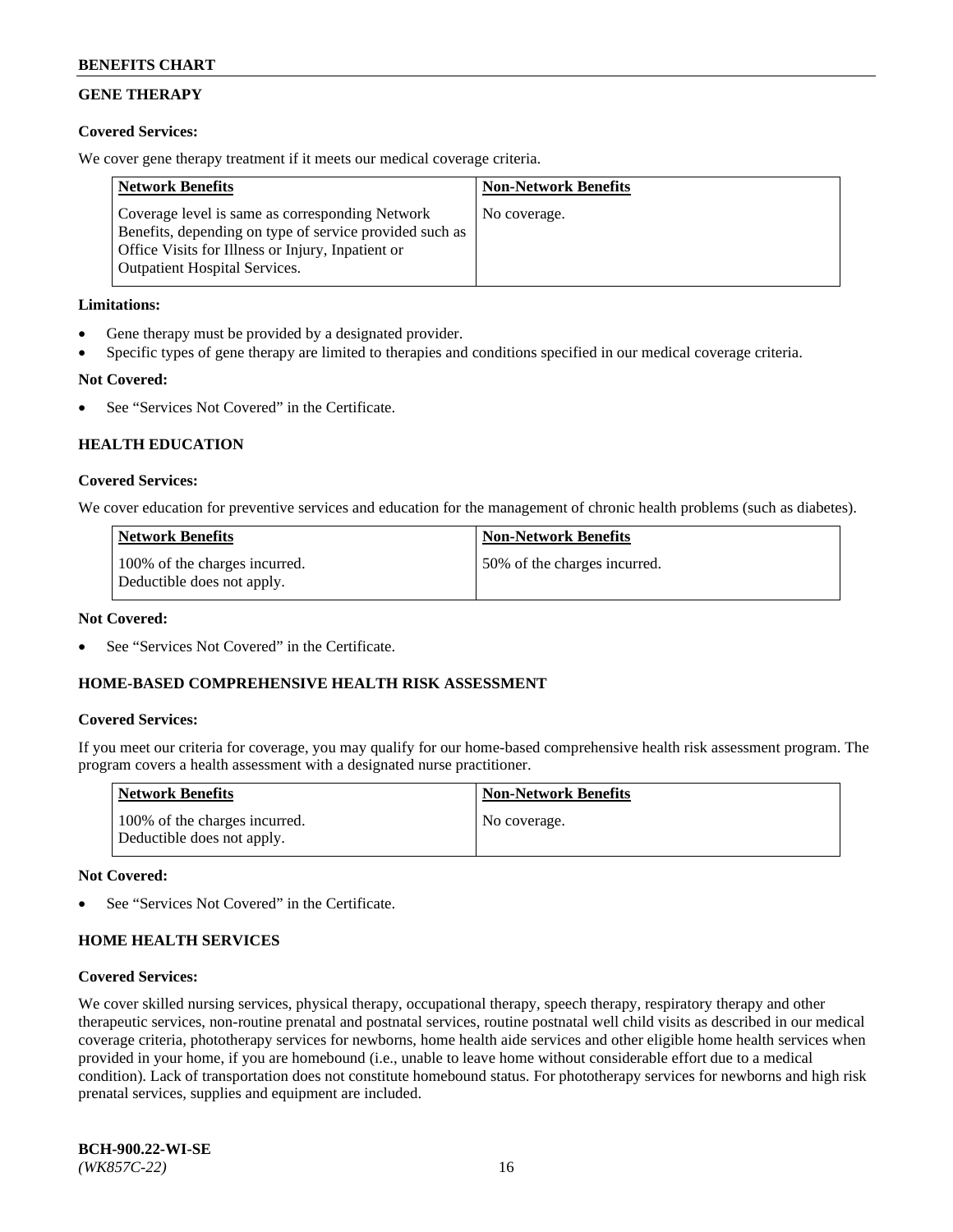## GENE THERAPY

**Covered Services:**

We cover gene therapy treatment if it meets our medical coverage criteria.

| Network Benefits | Non-Network Benefits |
|---|---|
| Coverage level is same as corresponding Network Benefits, depending on type of service provided such as Office Visits for Illness or Injury, Inpatient or Outpatient Hospital Services. | No coverage. |

**Limitations:**

- Gene therapy must be provided by a designated provider.
- Specific types of gene therapy are limited to therapies and conditions specified in our medical coverage criteria.

**Not Covered:**

- See "Services Not Covered" in the Certificate.

## HEALTH EDUCATION

**Covered Services:**

We cover education for preventive services and education for the management of chronic health problems (such as diabetes).

| Network Benefits | Non-Network Benefits |
|---|---|
| 100% of the charges incurred. Deductible does not apply. | 50% of the charges incurred. |

**Not Covered:**

- See "Services Not Covered" in the Certificate.

## HOME-BASED COMPREHENSIVE HEALTH RISK ASSESSMENT

**Covered Services:**

If you meet our criteria for coverage, you may qualify for our home-based comprehensive health risk assessment program. The program covers a health assessment with a designated nurse practitioner.

| Network Benefits | Non-Network Benefits |
|---|---|
| 100% of the charges incurred. Deductible does not apply. | No coverage. |

**Not Covered:**

- See "Services Not Covered" in the Certificate.

## HOME HEALTH SERVICES

**Covered Services:**

We cover skilled nursing services, physical therapy, occupational therapy, speech therapy, respiratory therapy and other therapeutic services, non-routine prenatal and postnatal services, routine postnatal well child visits as described in our medical coverage criteria, phototherapy services for newborns, home health aide services and other eligible home health services when provided in your home, if you are homebound (i.e., unable to leave home without considerable effort due to a medical condition). Lack of transportation does not constitute homebound status. For phototherapy services for newborns and high risk prenatal services, supplies and equipment are included.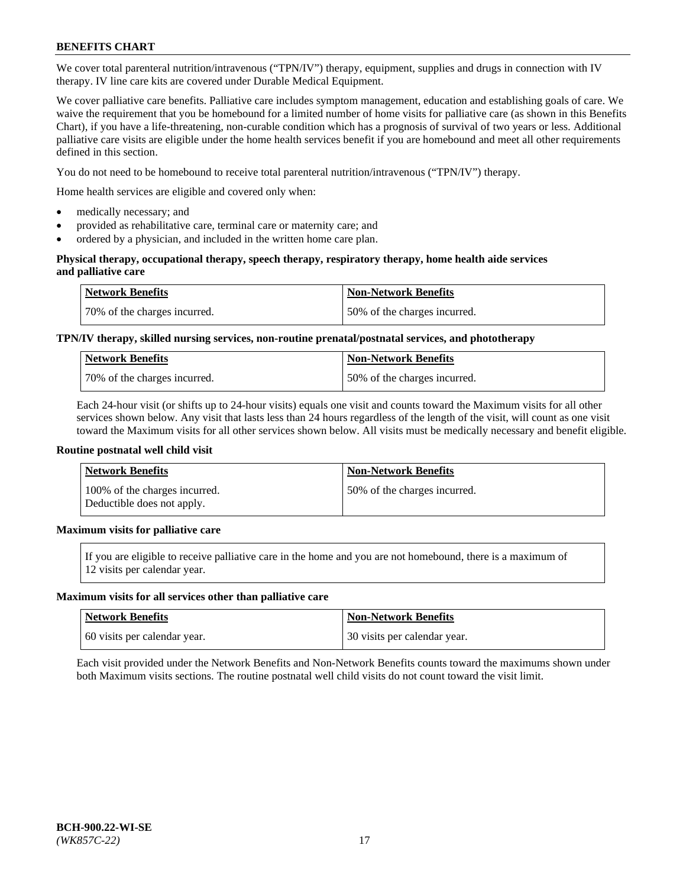We cover total parenteral nutrition/intravenous ("TPN/IV") therapy, equipment, supplies and drugs in connection with IV therapy. IV line care kits are covered under Durable Medical Equipment.

We cover palliative care benefits. Palliative care includes symptom management, education and establishing goals of care. We waive the requirement that you be homebound for a limited number of home visits for palliative care (as shown in this Benefits Chart), if you have a life-threatening, non-curable condition which has a prognosis of survival of two years or less. Additional palliative care visits are eligible under the home health services benefit if you are homebound and meet all other requirements defined in this section.

You do not need to be homebound to receive total parenteral nutrition/intravenous ("TPN/IV") therapy.

Home health services are eligible and covered only when:

- medically necessary; and
- provided as rehabilitative care, terminal care or maternity care; and
- ordered by a physician, and included in the written home care plan.

**Physical therapy, occupational therapy, speech therapy, respiratory therapy, home health aide services and palliative care**

| Network Benefits | Non-Network Benefits |
| --- | --- |
| 70% of the charges incurred. | 50% of the charges incurred. |

**TPN/IV therapy, skilled nursing services, non-routine prenatal/postnatal services, and phototherapy**

| Network Benefits | Non-Network Benefits |
| --- | --- |
| 70% of the charges incurred. | 50% of the charges incurred. |

Each 24-hour visit (or shifts up to 24-hour visits) equals one visit and counts toward the Maximum visits for all other services shown below. Any visit that lasts less than 24 hours regardless of the length of the visit, will count as one visit toward the Maximum visits for all other services shown below. All visits must be medically necessary and benefit eligible.

**Routine postnatal well child visit**

| Network Benefits | Non-Network Benefits |
| --- | --- |
| 100% of the charges incurred. Deductible does not apply. | 50% of the charges incurred. |

**Maximum visits for palliative care**

If you are eligible to receive palliative care in the home and you are not homebound, there is a maximum of 12 visits per calendar year.

**Maximum visits for all services other than palliative care**

| Network Benefits | Non-Network Benefits |
| --- | --- |
| 60 visits per calendar year. | 30 visits per calendar year. |

Each visit provided under the Network Benefits and Non-Network Benefits counts toward the maximums shown under both Maximum visits sections. The routine postnatal well child visits do not count toward the visit limit.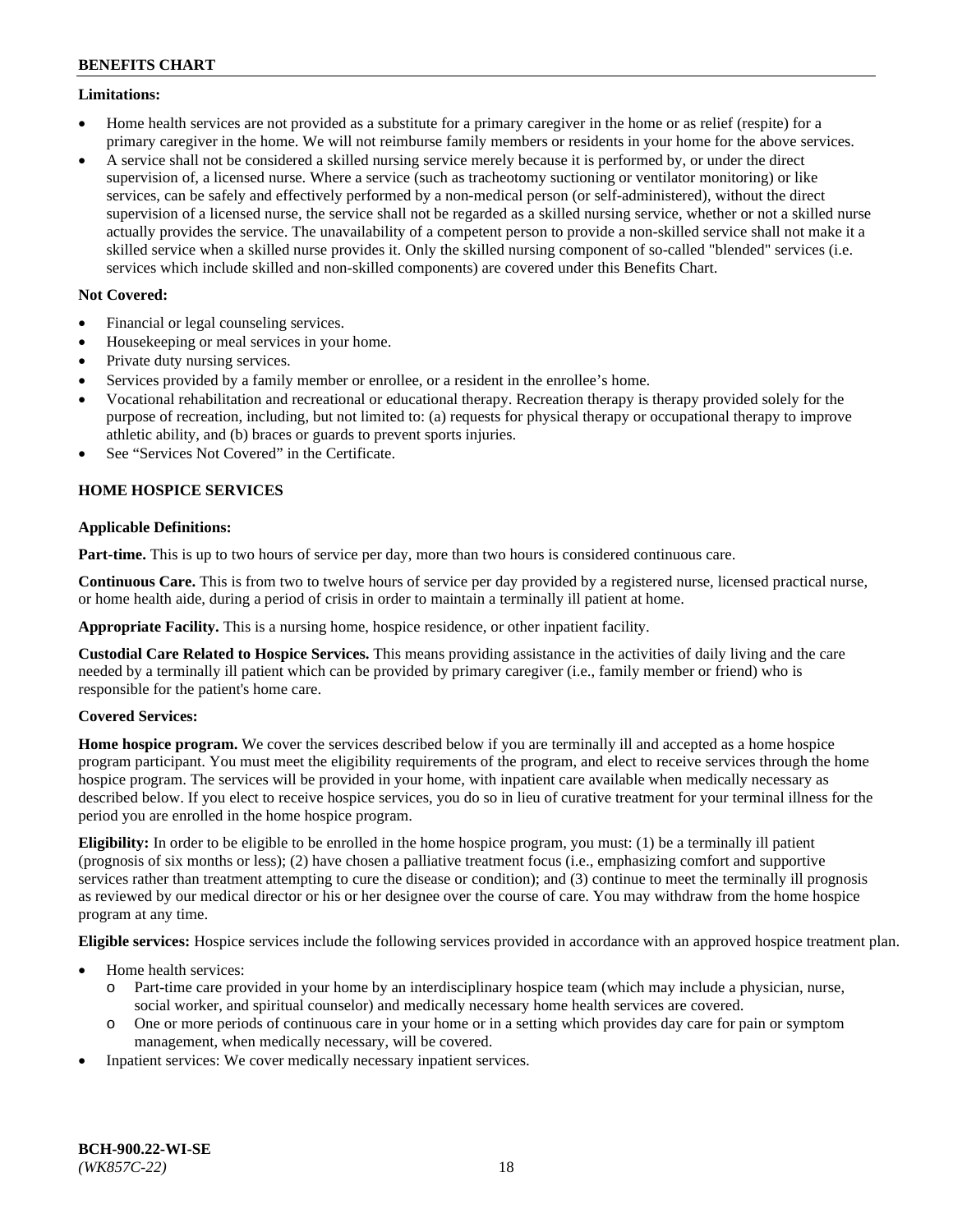**Limitations:**

- Home health services are not provided as a substitute for a primary caregiver in the home or as relief (respite) for a primary caregiver in the home. We will not reimburse family members or residents in your home for the above services.
- A service shall not be considered a skilled nursing service merely because it is performed by, or under the direct supervision of, a licensed nurse. Where a service (such as tracheotomy suctioning or ventilator monitoring) or like services, can be safely and effectively performed by a non-medical person (or self-administered), without the direct supervision of a licensed nurse, the service shall not be regarded as a skilled nursing service, whether or not a skilled nurse actually provides the service. The unavailability of a competent person to provide a non-skilled service shall not make it a skilled service when a skilled nurse provides it. Only the skilled nursing component of so-called "blended" services (i.e. services which include skilled and non-skilled components) are covered under this Benefits Chart.

**Not Covered:**

- Financial or legal counseling services.
- Housekeeping or meal services in your home.
- Private duty nursing services.
- Services provided by a family member or enrollee, or a resident in the enrollee's home.
- Vocational rehabilitation and recreational or educational therapy. Recreation therapy is therapy provided solely for the purpose of recreation, including, but not limited to: (a) requests for physical therapy or occupational therapy to improve athletic ability, and (b) braces or guards to prevent sports injuries.
- See "Services Not Covered" in the Certificate.

**HOME HOSPICE SERVICES**

**Applicable Definitions:**

**Part-time.** This is up to two hours of service per day, more than two hours is considered continuous care.

**Continuous Care.** This is from two to twelve hours of service per day provided by a registered nurse, licensed practical nurse, or home health aide, during a period of crisis in order to maintain a terminally ill patient at home.

**Appropriate Facility.** This is a nursing home, hospice residence, or other inpatient facility.

**Custodial Care Related to Hospice Services.** This means providing assistance in the activities of daily living and the care needed by a terminally ill patient which can be provided by primary caregiver (i.e., family member or friend) who is responsible for the patient's home care.

**Covered Services:**

**Home hospice program.** We cover the services described below if you are terminally ill and accepted as a home hospice program participant. You must meet the eligibility requirements of the program, and elect to receive services through the home hospice program. The services will be provided in your home, with inpatient care available when medically necessary as described below. If you elect to receive hospice services, you do so in lieu of curative treatment for your terminal illness for the period you are enrolled in the home hospice program.

**Eligibility:** In order to be eligible to be enrolled in the home hospice program, you must: (1) be a terminally ill patient (prognosis of six months or less); (2) have chosen a palliative treatment focus (i.e., emphasizing comfort and supportive services rather than treatment attempting to cure the disease or condition); and (3) continue to meet the terminally ill prognosis as reviewed by our medical director or his or her designee over the course of care. You may withdraw from the home hospice program at any time.

**Eligible services:** Hospice services include the following services provided in accordance with an approved hospice treatment plan.

- Home health services:
  - Part-time care provided in your home by an interdisciplinary hospice team (which may include a physician, nurse, social worker, and spiritual counselor) and medically necessary home health services are covered.
  - One or more periods of continuous care in your home or in a setting which provides day care for pain or symptom management, when medically necessary, will be covered.
- Inpatient services: We cover medically necessary inpatient services.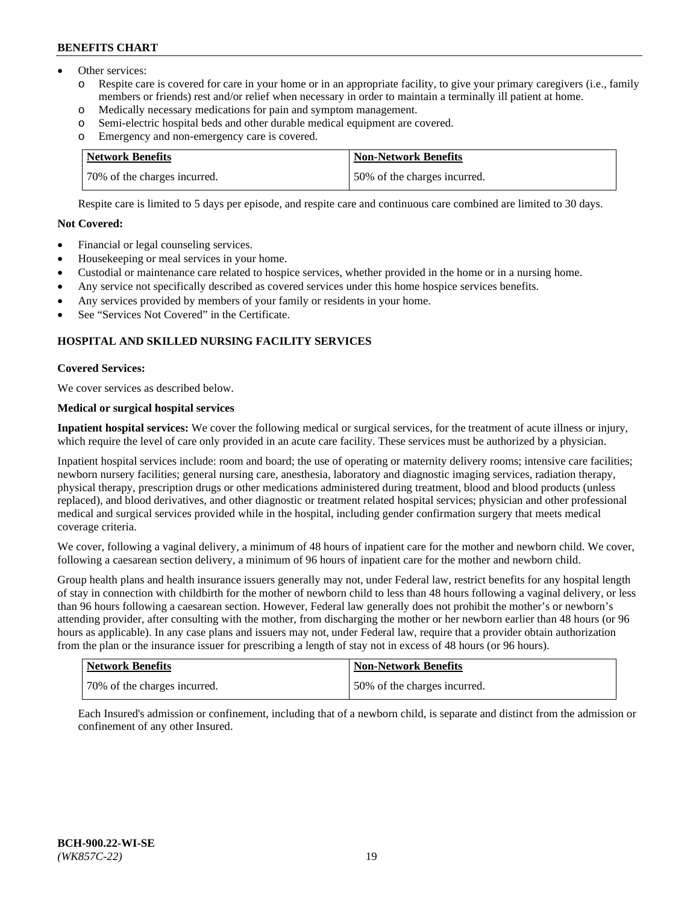- Other services:
  - o Respite care is covered for care in your home or in an appropriate facility, to give your primary caregivers (i.e., family members or friends) rest and/or relief when necessary in order to maintain a terminally ill patient at home.
  - o Medically necessary medications for pain and symptom management.
  - o Semi-electric hospital beds and other durable medical equipment are covered.
  - o Emergency and non-emergency care is covered.

| Network Benefits | Non-Network Benefits |
|---|---|
| 70% of the charges incurred. | 50% of the charges incurred. |

Respite care is limited to 5 days per episode, and respite care and continuous care combined are limited to 30 days.

**Not Covered:**

- Financial or legal counseling services.
- Housekeeping or meal services in your home.
- Custodial or maintenance care related to hospice services, whether provided in the home or in a nursing home.
- Any service not specifically described as covered services under this home hospice services benefits.
- Any services provided by members of your family or residents in your home.
- See "Services Not Covered" in the Certificate.

## HOSPITAL AND SKILLED NURSING FACILITY SERVICES

**Covered Services:**

We cover services as described below.

**Medical or surgical hospital services**

**Inpatient hospital services:** We cover the following medical or surgical services, for the treatment of acute illness or injury, which require the level of care only provided in an acute care facility. These services must be authorized by a physician.

Inpatient hospital services include: room and board; the use of operating or maternity delivery rooms; intensive care facilities; newborn nursery facilities; general nursing care, anesthesia, laboratory and diagnostic imaging services, radiation therapy, physical therapy, prescription drugs or other medications administered during treatment, blood and blood products (unless replaced), and blood derivatives, and other diagnostic or treatment related hospital services; physician and other professional medical and surgical services provided while in the hospital, including gender confirmation surgery that meets medical coverage criteria.

We cover, following a vaginal delivery, a minimum of 48 hours of inpatient care for the mother and newborn child. We cover, following a caesarean section delivery, a minimum of 96 hours of inpatient care for the mother and newborn child.

Group health plans and health insurance issuers generally may not, under Federal law, restrict benefits for any hospital length of stay in connection with childbirth for the mother of newborn child to less than 48 hours following a vaginal delivery, or less than 96 hours following a caesarean section. However, Federal law generally does not prohibit the mother's or newborn's attending provider, after consulting with the mother, from discharging the mother or her newborn earlier than 48 hours (or 96 hours as applicable). In any case plans and issuers may not, under Federal law, require that a provider obtain authorization from the plan or the insurance issuer for prescribing a length of stay not in excess of 48 hours (or 96 hours).

| Network Benefits | Non-Network Benefits |
|---|---|
| 70% of the charges incurred. | 50% of the charges incurred. |

Each Insured's admission or confinement, including that of a newborn child, is separate and distinct from the admission or confinement of any other Insured.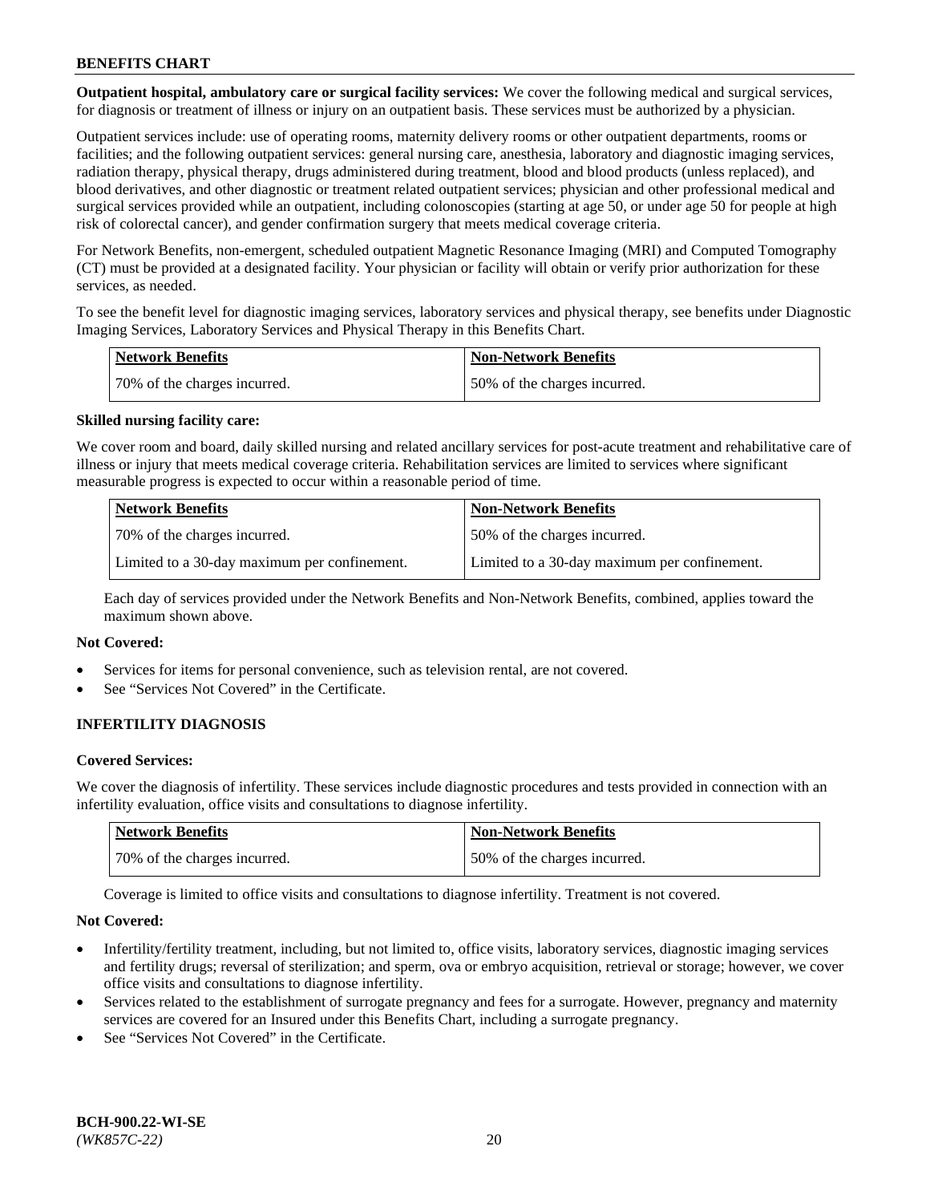**Outpatient hospital, ambulatory care or surgical facility services:** We cover the following medical and surgical services, for diagnosis or treatment of illness or injury on an outpatient basis. These services must be authorized by a physician.

Outpatient services include: use of operating rooms, maternity delivery rooms or other outpatient departments, rooms or facilities; and the following outpatient services: general nursing care, anesthesia, laboratory and diagnostic imaging services, radiation therapy, physical therapy, drugs administered during treatment, blood and blood products (unless replaced), and blood derivatives, and other diagnostic or treatment related outpatient services; physician and other professional medical and surgical services provided while an outpatient, including colonoscopies (starting at age 50, or under age 50 for people at high risk of colorectal cancer), and gender confirmation surgery that meets medical coverage criteria.

For Network Benefits, non-emergent, scheduled outpatient Magnetic Resonance Imaging (MRI) and Computed Tomography (CT) must be provided at a designated facility. Your physician or facility will obtain or verify prior authorization for these services, as needed.

To see the benefit level for diagnostic imaging services, laboratory services and physical therapy, see benefits under Diagnostic Imaging Services, Laboratory Services and Physical Therapy in this Benefits Chart.

| Network Benefits | Non-Network Benefits |
|---|---|
| 70% of the charges incurred. | 50% of the charges incurred. |

**Skilled nursing facility care:**

We cover room and board, daily skilled nursing and related ancillary services for post-acute treatment and rehabilitative care of illness or injury that meets medical coverage criteria. Rehabilitation services are limited to services where significant measurable progress is expected to occur within a reasonable period of time.

| Network Benefits | Non-Network Benefits |
|---|---|
| 70% of the charges incurred. | 50% of the charges incurred. |
| Limited to a 30-day maximum per confinement. | Limited to a 30-day maximum per confinement. |

Each day of services provided under the Network Benefits and Non-Network Benefits, combined, applies toward the maximum shown above.

**Not Covered:**

- Services for items for personal convenience, such as television rental, are not covered.
- See "Services Not Covered" in the Certificate.

## INFERTILITY DIAGNOSIS

**Covered Services:**

We cover the diagnosis of infertility. These services include diagnostic procedures and tests provided in connection with an infertility evaluation, office visits and consultations to diagnose infertility.

| Network Benefits | Non-Network Benefits |
|---|---|
| 70% of the charges incurred. | 50% of the charges incurred. |

Coverage is limited to office visits and consultations to diagnose infertility. Treatment is not covered.

**Not Covered:**

- Infertility/fertility treatment, including, but not limited to, office visits, laboratory services, diagnostic imaging services and fertility drugs; reversal of sterilization; and sperm, ova or embryo acquisition, retrieval or storage; however, we cover office visits and consultations to diagnose infertility.
- Services related to the establishment of surrogate pregnancy and fees for a surrogate. However, pregnancy and maternity services are covered for an Insured under this Benefits Chart, including a surrogate pregnancy.
- See "Services Not Covered" in the Certificate.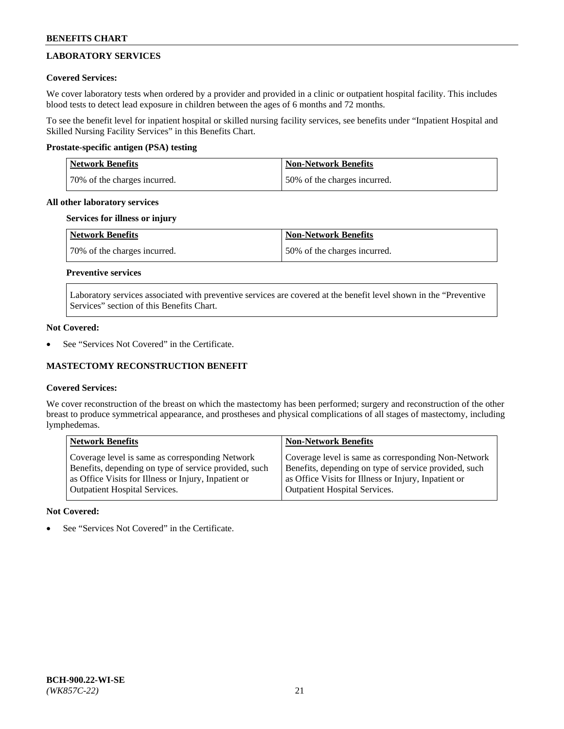## LABORATORY SERVICES

### Covered Services:

We cover laboratory tests when ordered by a provider and provided in a clinic or outpatient hospital facility. This includes blood tests to detect lead exposure in children between the ages of 6 months and 72 months.

To see the benefit level for inpatient hospital or skilled nursing facility services, see benefits under "Inpatient Hospital and Skilled Nursing Facility Services" in this Benefits Chart.

#### Prostate-specific antigen (PSA) testing

| Network Benefits | Non-Network Benefits |
|---|---|
| 70% of the charges incurred. | 50% of the charges incurred. |

#### All other laboratory services

**Services for illness or injury**

| Network Benefits | Non-Network Benefits |
|---|---|
| 70% of the charges incurred. | 50% of the charges incurred. |

**Preventive services**

Laboratory services associated with preventive services are covered at the benefit level shown in the "Preventive Services" section of this Benefits Chart.

### Not Covered:

- See "Services Not Covered" in the Certificate.

## MASTECTOMY RECONSTRUCTION BENEFIT

### Covered Services:

We cover reconstruction of the breast on which the mastectomy has been performed; surgery and reconstruction of the other breast to produce symmetrical appearance, and prostheses and physical complications of all stages of mastectomy, including lymphedemas.

| Network Benefits | Non-Network Benefits |
|---|---|
| Coverage level is same as corresponding Network Benefits, depending on type of service provided, such as Office Visits for Illness or Injury, Inpatient or Outpatient Hospital Services. | Coverage level is same as corresponding Non-Network Benefits, depending on type of service provided, such as Office Visits for Illness or Injury, Inpatient or Outpatient Hospital Services. |

### Not Covered:

- See "Services Not Covered" in the Certificate.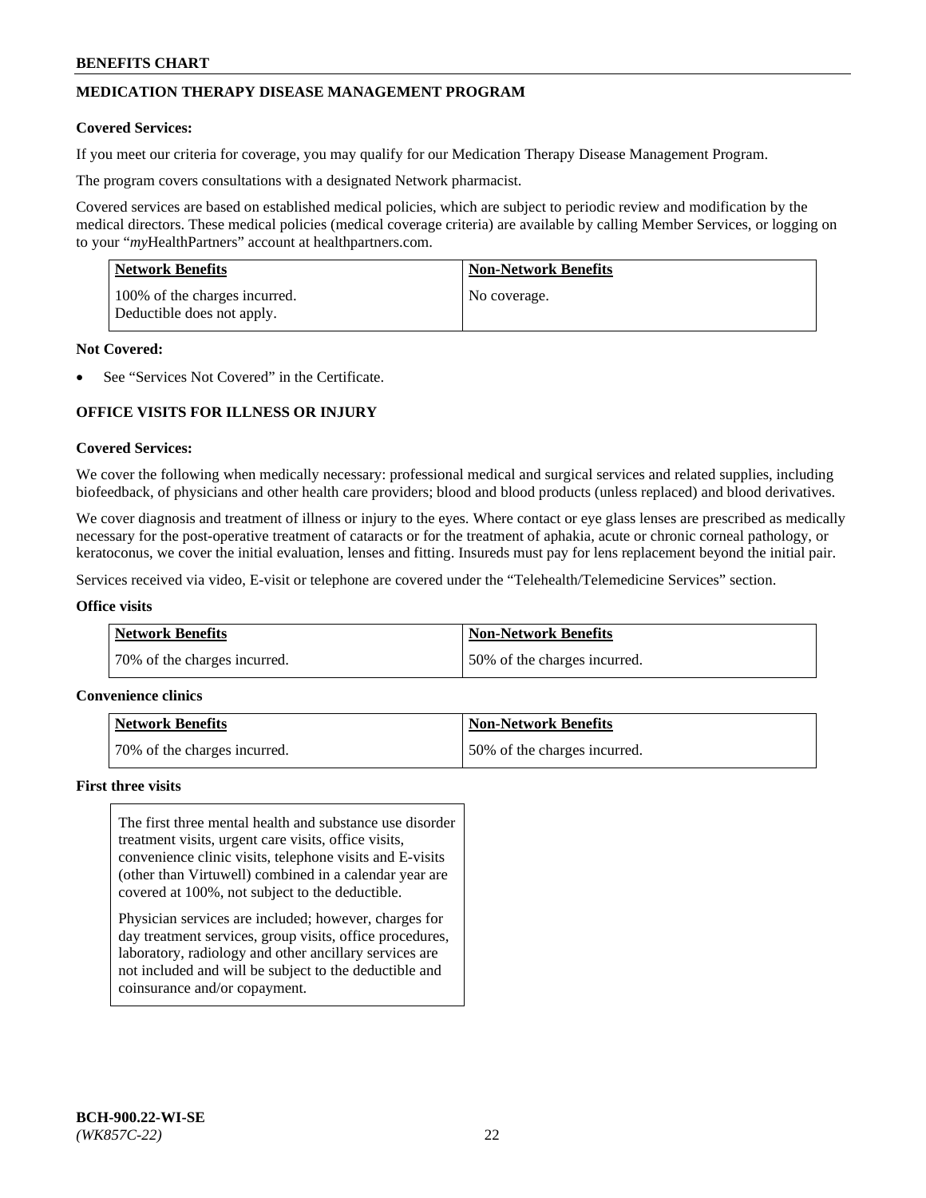## MEDICATION THERAPY DISEASE MANAGEMENT PROGRAM

**Covered Services:**

If you meet our criteria for coverage, you may qualify for our Medication Therapy Disease Management Program.

The program covers consultations with a designated Network pharmacist.

Covered services are based on established medical policies, which are subject to periodic review and modification by the medical directors. These medical policies (medical coverage criteria) are available by calling Member Services, or logging on to your "*my*HealthPartners" account at healthpartners.com.

| Network Benefits | Non-Network Benefits |
| --- | --- |
| 100% of the charges incurred. Deductible does not apply. | No coverage. |

**Not Covered:**

- See "Services Not Covered" in the Certificate.

## OFFICE VISITS FOR ILLNESS OR INJURY

**Covered Services:**

We cover the following when medically necessary: professional medical and surgical services and related supplies, including biofeedback, of physicians and other health care providers; blood and blood products (unless replaced) and blood derivatives.

We cover diagnosis and treatment of illness or injury to the eyes. Where contact or eye glass lenses are prescribed as medically necessary for the post-operative treatment of cataracts or for the treatment of aphakia, acute or chronic corneal pathology, or keratoconus, we cover the initial evaluation, lenses and fitting. Insureds must pay for lens replacement beyond the initial pair.

Services received via video, E-visit or telephone are covered under the "Telehealth/Telemedicine Services" section.

**Office visits**

| Network Benefits | Non-Network Benefits |
| --- | --- |
| 70% of the charges incurred. | 50% of the charges incurred. |

**Convenience clinics**

| Network Benefits | Non-Network Benefits |
| --- | --- |
| 70% of the charges incurred. | 50% of the charges incurred. |

**First three visits**

The first three mental health and substance use disorder treatment visits, urgent care visits, office visits, convenience clinic visits, telephone visits and E-visits (other than Virtuwell) combined in a calendar year are covered at 100%, not subject to the deductible.

Physician services are included; however, charges for day treatment services, group visits, office procedures, laboratory, radiology and other ancillary services are not included and will be subject to the deductible and coinsurance and/or copayment.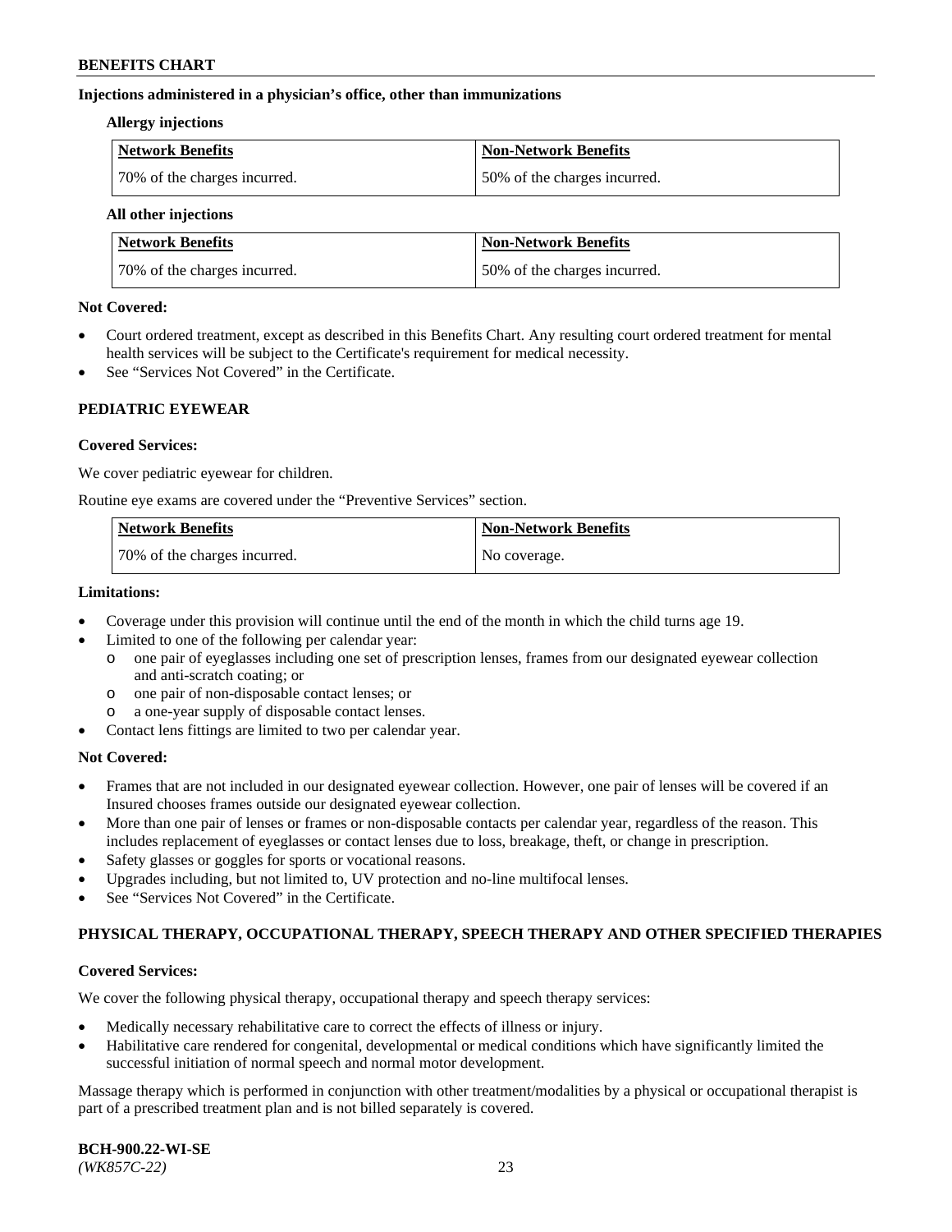**Injections administered in a physician's office, other than immunizations**

**Allergy injections**

| Network Benefits | Non-Network Benefits |
|---|---|
| 70% of the charges incurred. | 50% of the charges incurred. |

**All other injections**

| Network Benefits | Non-Network Benefits |
|---|---|
| 70% of the charges incurred. | 50% of the charges incurred. |

**Not Covered:**

- Court ordered treatment, except as described in this Benefits Chart. Any resulting court ordered treatment for mental health services will be subject to the Certificate's requirement for medical necessity.
- See "Services Not Covered" in the Certificate.

## PEDIATRIC EYEWEAR

**Covered Services:**

We cover pediatric eyewear for children.

Routine eye exams are covered under the "Preventive Services" section.

| Network Benefits | Non-Network Benefits |
|---|---|
| 70% of the charges incurred. | No coverage. |

**Limitations:**

- Coverage under this provision will continue until the end of the month in which the child turns age 19.
- Limited to one of the following per calendar year:
  - one pair of eyeglasses including one set of prescription lenses, frames from our designated eyewear collection and anti-scratch coating; or
  - one pair of non-disposable contact lenses; or
  - a one-year supply of disposable contact lenses.
- Contact lens fittings are limited to two per calendar year.

**Not Covered:**

- Frames that are not included in our designated eyewear collection. However, one pair of lenses will be covered if an Insured chooses frames outside our designated eyewear collection.
- More than one pair of lenses or frames or non-disposable contacts per calendar year, regardless of the reason. This includes replacement of eyeglasses or contact lenses due to loss, breakage, theft, or change in prescription.
- Safety glasses or goggles for sports or vocational reasons.
- Upgrades including, but not limited to, UV protection and no-line multifocal lenses.
- See "Services Not Covered" in the Certificate.

## PHYSICAL THERAPY, OCCUPATIONAL THERAPY, SPEECH THERAPY AND OTHER SPECIFIED THERAPIES

**Covered Services:**

We cover the following physical therapy, occupational therapy and speech therapy services:

- Medically necessary rehabilitative care to correct the effects of illness or injury.
- Habilitative care rendered for congenital, developmental or medical conditions which have significantly limited the successful initiation of normal speech and normal motor development.

Massage therapy which is performed in conjunction with other treatment/modalities by a physical or occupational therapist is part of a prescribed treatment plan and is not billed separately is covered.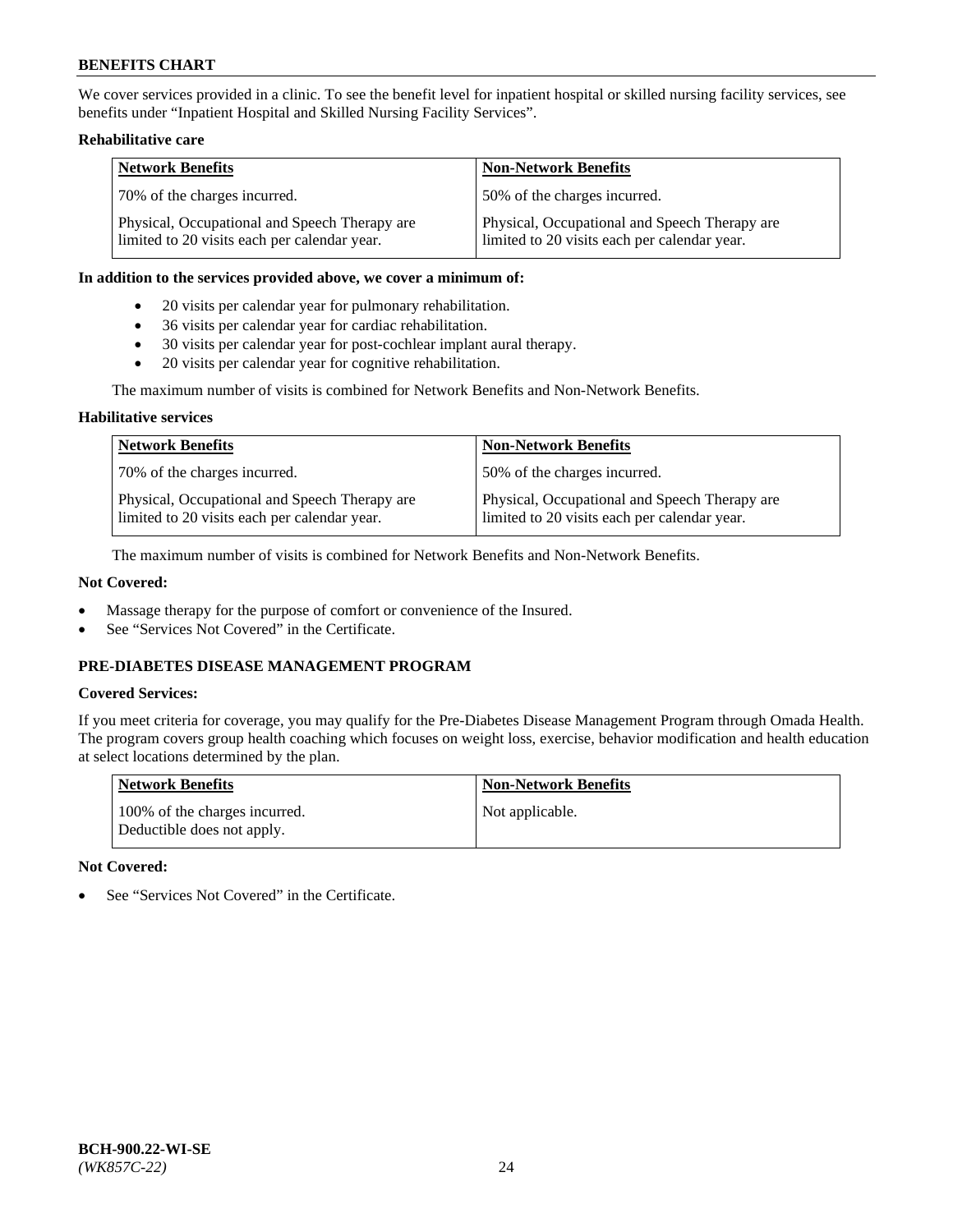We cover services provided in a clinic. To see the benefit level for inpatient hospital or skilled nursing facility services, see benefits under "Inpatient Hospital and Skilled Nursing Facility Services".

**Rehabilitative care**

| Network Benefits | Non-Network Benefits |
|---|---|
| 70% of the charges incurred. | 50% of the charges incurred. |
| Physical, Occupational and Speech Therapy are limited to 20 visits each per calendar year. | Physical, Occupational and Speech Therapy are limited to 20 visits each per calendar year. |

**In addition to the services provided above, we cover a minimum of:**

- 20 visits per calendar year for pulmonary rehabilitation.
- 36 visits per calendar year for cardiac rehabilitation.
- 30 visits per calendar year for post-cochlear implant aural therapy.
- 20 visits per calendar year for cognitive rehabilitation.

The maximum number of visits is combined for Network Benefits and Non-Network Benefits.

**Habilitative services**

| Network Benefits | Non-Network Benefits |
|---|---|
| 70% of the charges incurred. | 50% of the charges incurred. |
| Physical, Occupational and Speech Therapy are limited to 20 visits each per calendar year. | Physical, Occupational and Speech Therapy are limited to 20 visits each per calendar year. |

The maximum number of visits is combined for Network Benefits and Non-Network Benefits.

**Not Covered:**

- Massage therapy for the purpose of comfort or convenience of the Insured.
- See "Services Not Covered" in the Certificate.

## PRE-DIABETES DISEASE MANAGEMENT PROGRAM

**Covered Services:**

If you meet criteria for coverage, you may qualify for the Pre-Diabetes Disease Management Program through Omada Health. The program covers group health coaching which focuses on weight loss, exercise, behavior modification and health education at select locations determined by the plan.

| Network Benefits | Non-Network Benefits |
|---|---|
| 100% of the charges incurred. Deductible does not apply. | Not applicable. |

**Not Covered:**

- See "Services Not Covered" in the Certificate.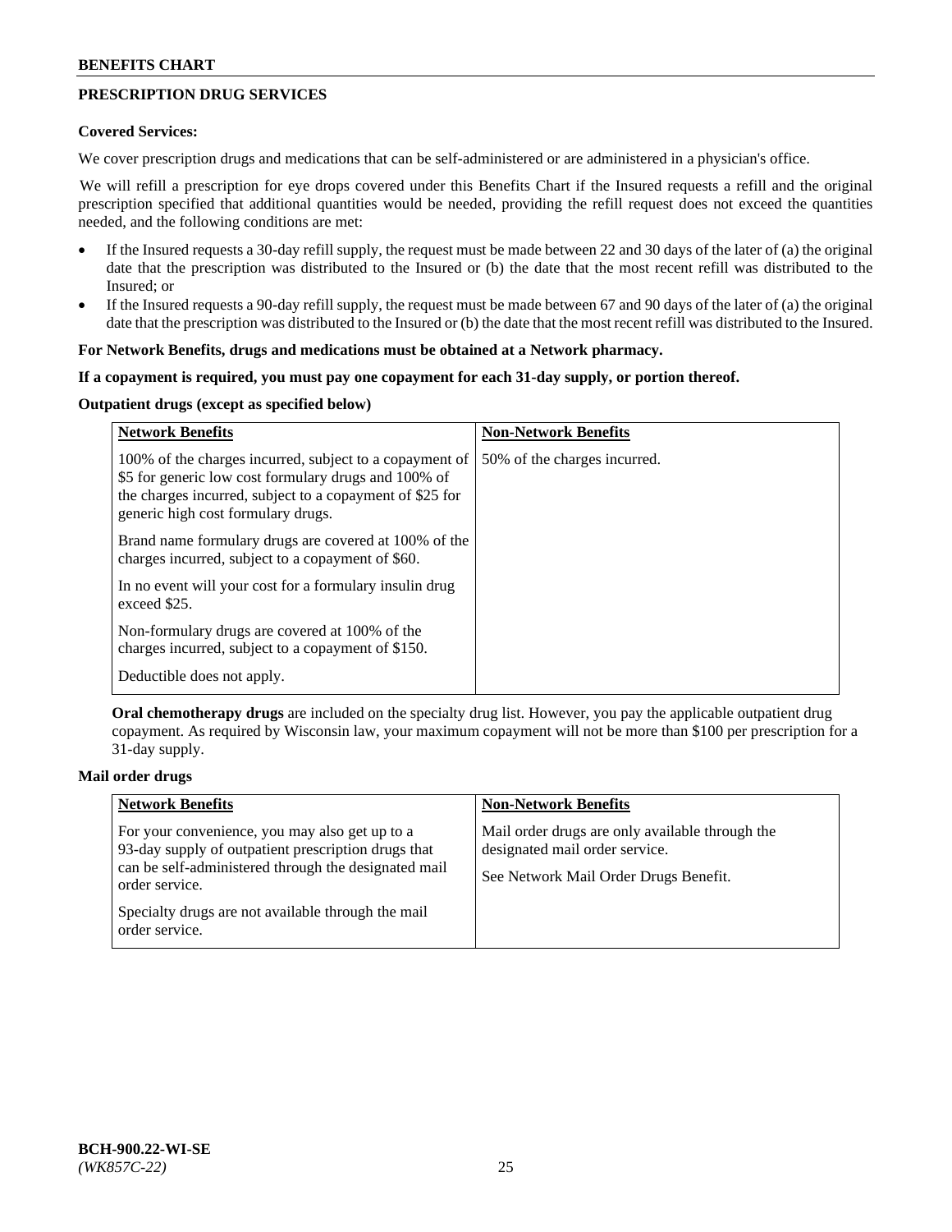## PRESCRIPTION DRUG SERVICES

**Covered Services:**

We cover prescription drugs and medications that can be self-administered or are administered in a physician's office.

We will refill a prescription for eye drops covered under this Benefits Chart if the Insured requests a refill and the original prescription specified that additional quantities would be needed, providing the refill request does not exceed the quantities needed, and the following conditions are met:

- If the Insured requests a 30-day refill supply, the request must be made between 22 and 30 days of the later of (a) the original date that the prescription was distributed to the Insured or (b) the date that the most recent refill was distributed to the Insured; or
- If the Insured requests a 90-day refill supply, the request must be made between 67 and 90 days of the later of (a) the original date that the prescription was distributed to the Insured or (b) the date that the most recent refill was distributed to the Insured.

**For Network Benefits, drugs and medications must be obtained at a Network pharmacy.**

**If a copayment is required, you must pay one copayment for each 31-day supply, or portion thereof.**

**Outpatient drugs (except as specified below)**

| Network Benefits | Non-Network Benefits |
|---|---|
| 100% of the charges incurred, subject to a copayment of \$5 for generic low cost formulary drugs and 100% of the charges incurred, subject to a copayment of \$25 for generic high cost formulary drugs.<br><br>Brand name formulary drugs are covered at 100% of the charges incurred, subject to a copayment of \$60.<br><br>In no event will your cost for a formulary insulin drug exceed \$25.<br><br>Non-formulary drugs are covered at 100% of the charges incurred, subject to a copayment of \$150.<br><br>Deductible does not apply. | 50% of the charges incurred. |

**Oral chemotherapy drugs** are included on the specialty drug list. However, you pay the applicable outpatient drug copayment. As required by Wisconsin law, your maximum copayment will not be more than \$100 per prescription for a 31-day supply.

**Mail order drugs**

| Network Benefits | Non-Network Benefits |
|---|---|
| For your convenience, you may also get up to a 93-day supply of outpatient prescription drugs that can be self-administered through the designated mail order service.<br><br>Specialty drugs are not available through the mail order service. | Mail order drugs are only available through the designated mail order service.<br><br>See Network Mail Order Drugs Benefit. |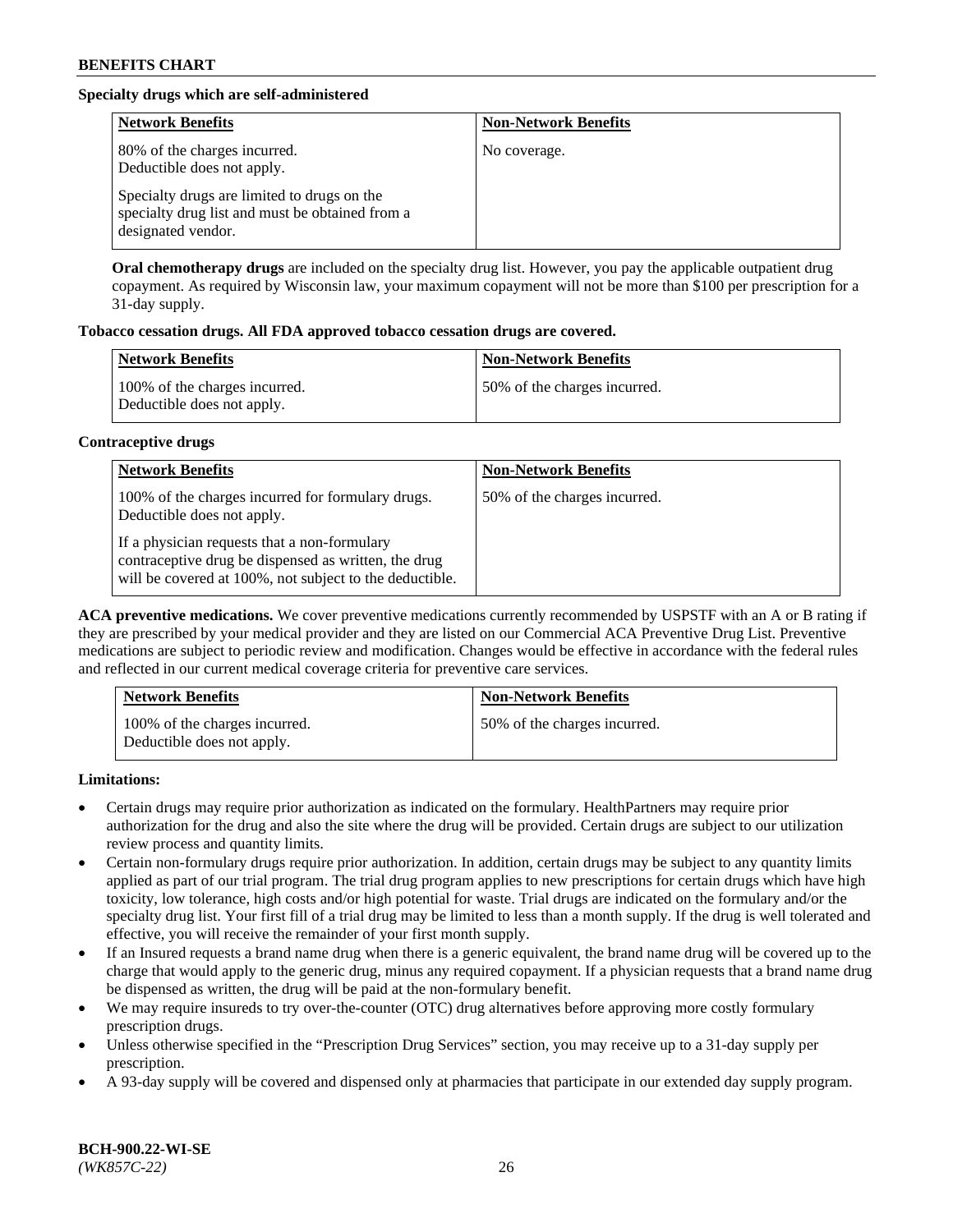**Specialty drugs which are self-administered**

| Network Benefits | Non-Network Benefits |
|---|---|
| 80% of the charges incurred. Deductible does not apply.<br><br>Specialty drugs are limited to drugs on the specialty drug list and must be obtained from a designated vendor. | No coverage. |

**Oral chemotherapy drugs** are included on the specialty drug list. However, you pay the applicable outpatient drug copayment. As required by Wisconsin law, your maximum copayment will not be more than $100 per prescription for a 31-day supply.

**Tobacco cessation drugs. All FDA approved tobacco cessation drugs are covered.**

| Network Benefits | Non-Network Benefits |
|---|---|
| 100% of the charges incurred. Deductible does not apply. | 50% of the charges incurred. |

**Contraceptive drugs**

| Network Benefits | Non-Network Benefits |
|---|---|
| 100% of the charges incurred for formulary drugs. Deductible does not apply.<br><br>If a physician requests that a non-formulary contraceptive drug be dispensed as written, the drug will be covered at 100%, not subject to the deductible. | 50% of the charges incurred. |

**ACA preventive medications.** We cover preventive medications currently recommended by USPSTF with an A or B rating if they are prescribed by your medical provider and they are listed on our Commercial ACA Preventive Drug List. Preventive medications are subject to periodic review and modification. Changes would be effective in accordance with the federal rules and reflected in our current medical coverage criteria for preventive care services.

| Network Benefits | Non-Network Benefits |
|---|---|
| 100% of the charges incurred. Deductible does not apply. | 50% of the charges incurred. |

**Limitations:**

- Certain drugs may require prior authorization as indicated on the formulary. HealthPartners may require prior authorization for the drug and also the site where the drug will be provided. Certain drugs are subject to our utilization review process and quantity limits.
- Certain non-formulary drugs require prior authorization. In addition, certain drugs may be subject to any quantity limits applied as part of our trial program. The trial drug program applies to new prescriptions for certain drugs which have high toxicity, low tolerance, high costs and/or high potential for waste. Trial drugs are indicated on the formulary and/or the specialty drug list. Your first fill of a trial drug may be limited to less than a month supply. If the drug is well tolerated and effective, you will receive the remainder of your first month supply.
- If an Insured requests a brand name drug when there is a generic equivalent, the brand name drug will be covered up to the charge that would apply to the generic drug, minus any required copayment. If a physician requests that a brand name drug be dispensed as written, the drug will be paid at the non-formulary benefit.
- We may require insureds to try over-the-counter (OTC) drug alternatives before approving more costly formulary prescription drugs.
- Unless otherwise specified in the "Prescription Drug Services" section, you may receive up to a 31-day supply per prescription.
- A 93-day supply will be covered and dispensed only at pharmacies that participate in our extended day supply program.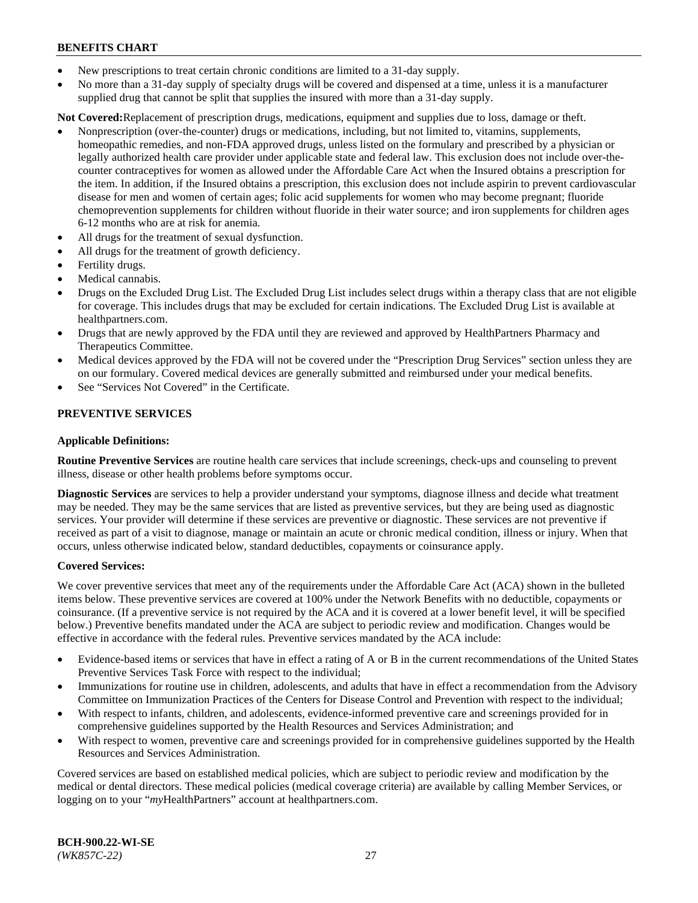- New prescriptions to treat certain chronic conditions are limited to a 31-day supply.
- No more than a 31-day supply of specialty drugs will be covered and dispensed at a time, unless it is a manufacturer supplied drug that cannot be split that supplies the insured with more than a 31-day supply.

**Not Covered:** Replacement of prescription drugs, medications, equipment and supplies due to loss, damage or theft.

- Nonprescription (over-the-counter) drugs or medications, including, but not limited to, vitamins, supplements, homeopathic remedies, and non-FDA approved drugs, unless listed on the formulary and prescribed by a physician or legally authorized health care provider under applicable state and federal law. This exclusion does not include over-the-counter contraceptives for women as allowed under the Affordable Care Act when the Insured obtains a prescription for the item. In addition, if the Insured obtains a prescription, this exclusion does not include aspirin to prevent cardiovascular disease for men and women of certain ages; folic acid supplements for women who may become pregnant; fluoride chemoprevention supplements for children without fluoride in their water source; and iron supplements for children ages 6-12 months who are at risk for anemia.
- All drugs for the treatment of sexual dysfunction.
- All drugs for the treatment of growth deficiency.
- Fertility drugs.
- Medical cannabis.
- Drugs on the Excluded Drug List. The Excluded Drug List includes select drugs within a therapy class that are not eligible for coverage. This includes drugs that may be excluded for certain indications. The Excluded Drug List is available at healthpartners.com.
- Drugs that are newly approved by the FDA until they are reviewed and approved by HealthPartners Pharmacy and Therapeutics Committee.
- Medical devices approved by the FDA will not be covered under the "Prescription Drug Services" section unless they are on our formulary. Covered medical devices are generally submitted and reimbursed under your medical benefits.
- See "Services Not Covered" in the Certificate.

## PREVENTIVE SERVICES

### Applicable Definitions:

**Routine Preventive Services** are routine health care services that include screenings, check-ups and counseling to prevent illness, disease or other health problems before symptoms occur.

**Diagnostic Services** are services to help a provider understand your symptoms, diagnose illness and decide what treatment may be needed. They may be the same services that are listed as preventive services, but they are being used as diagnostic services. Your provider will determine if these services are preventive or diagnostic. These services are not preventive if received as part of a visit to diagnose, manage or maintain an acute or chronic medical condition, illness or injury. When that occurs, unless otherwise indicated below, standard deductibles, copayments or coinsurance apply.

### Covered Services:

We cover preventive services that meet any of the requirements under the Affordable Care Act (ACA) shown in the bulleted items below. These preventive services are covered at 100% under the Network Benefits with no deductible, copayments or coinsurance. (If a preventive service is not required by the ACA and it is covered at a lower benefit level, it will be specified below.) Preventive benefits mandated under the ACA are subject to periodic review and modification. Changes would be effective in accordance with the federal rules. Preventive services mandated by the ACA include:

- Evidence-based items or services that have in effect a rating of A or B in the current recommendations of the United States Preventive Services Task Force with respect to the individual;
- Immunizations for routine use in children, adolescents, and adults that have in effect a recommendation from the Advisory Committee on Immunization Practices of the Centers for Disease Control and Prevention with respect to the individual;
- With respect to infants, children, and adolescents, evidence-informed preventive care and screenings provided for in comprehensive guidelines supported by the Health Resources and Services Administration; and
- With respect to women, preventive care and screenings provided for in comprehensive guidelines supported by the Health Resources and Services Administration.

Covered services are based on established medical policies, which are subject to periodic review and modification by the medical or dental directors. These medical policies (medical coverage criteria) are available by calling Member Services, or logging on to your "*my*HealthPartners" account at healthpartners.com.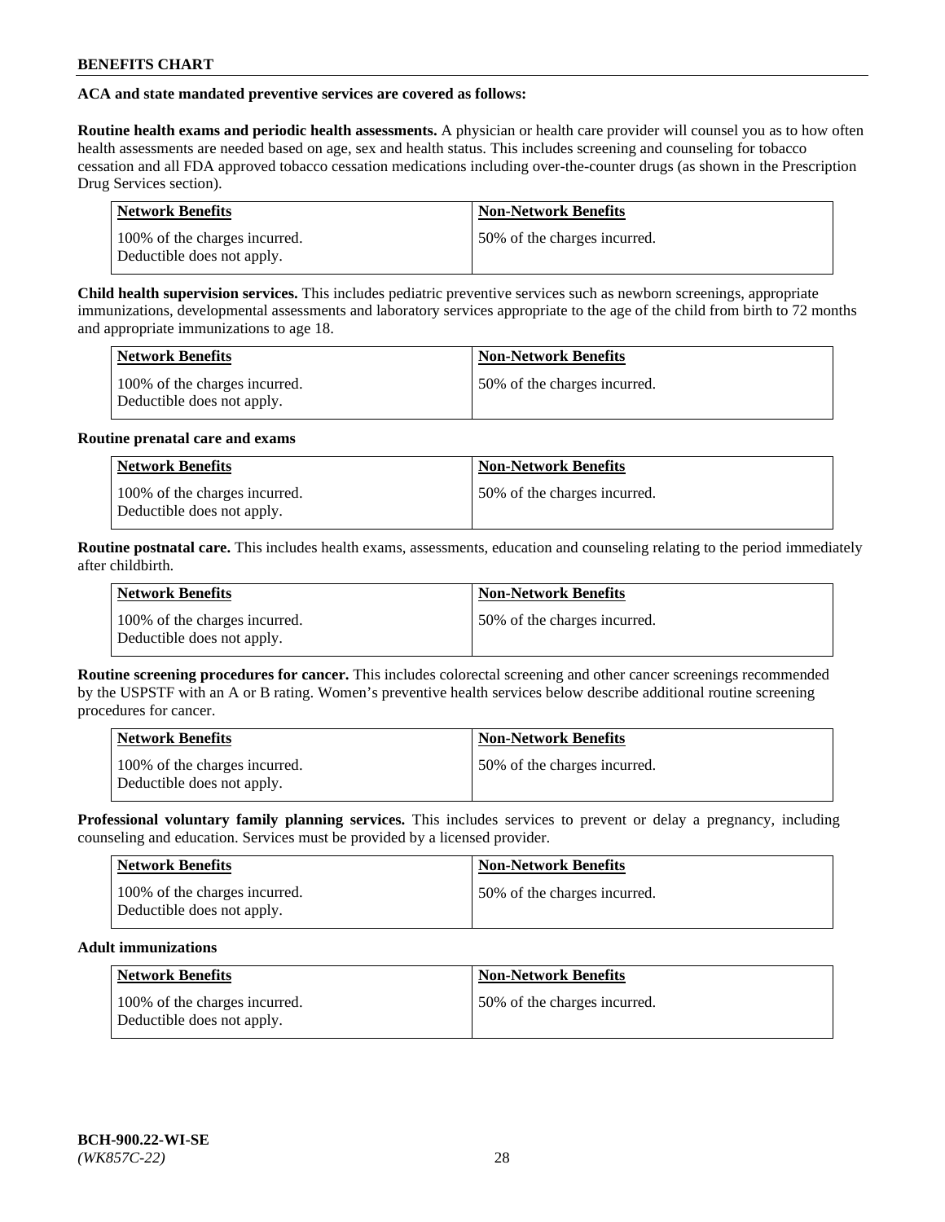**ACA and state mandated preventive services are covered as follows:**

**Routine health exams and periodic health assessments.** A physician or health care provider will counsel you as to how often health assessments are needed based on age, sex and health status. This includes screening and counseling for tobacco cessation and all FDA approved tobacco cessation medications including over-the-counter drugs (as shown in the Prescription Drug Services section).

| Network Benefits | Non-Network Benefits |
|---|---|
| 100% of the charges incurred. Deductible does not apply. | 50% of the charges incurred. |

**Child health supervision services.** This includes pediatric preventive services such as newborn screenings, appropriate immunizations, developmental assessments and laboratory services appropriate to the age of the child from birth to 72 months and appropriate immunizations to age 18.

| Network Benefits | Non-Network Benefits |
|---|---|
| 100% of the charges incurred. Deductible does not apply. | 50% of the charges incurred. |

**Routine prenatal care and exams**

| Network Benefits | Non-Network Benefits |
|---|---|
| 100% of the charges incurred. Deductible does not apply. | 50% of the charges incurred. |

**Routine postnatal care.** This includes health exams, assessments, education and counseling relating to the period immediately after childbirth.

| Network Benefits | Non-Network Benefits |
|---|---|
| 100% of the charges incurred. Deductible does not apply. | 50% of the charges incurred. |

**Routine screening procedures for cancer.** This includes colorectal screening and other cancer screenings recommended by the USPSTF with an A or B rating. Women's preventive health services below describe additional routine screening procedures for cancer.

| Network Benefits | Non-Network Benefits |
|---|---|
| 100% of the charges incurred. Deductible does not apply. | 50% of the charges incurred. |

**Professional voluntary family planning services.** This includes services to prevent or delay a pregnancy, including counseling and education. Services must be provided by a licensed provider.

| Network Benefits | Non-Network Benefits |
|---|---|
| 100% of the charges incurred. Deductible does not apply. | 50% of the charges incurred. |

**Adult immunizations**

| Network Benefits | Non-Network Benefits |
|---|---|
| 100% of the charges incurred. Deductible does not apply. | 50% of the charges incurred. |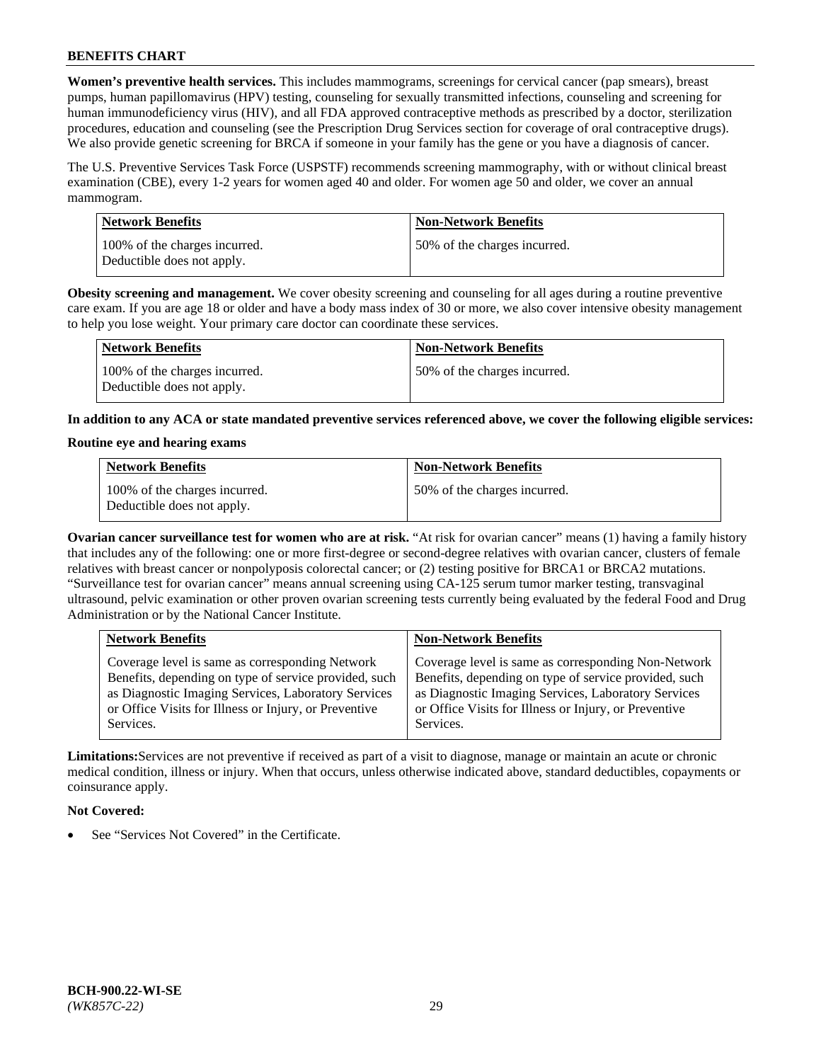**Women's preventive health services.** This includes mammograms, screenings for cervical cancer (pap smears), breast pumps, human papillomavirus (HPV) testing, counseling for sexually transmitted infections, counseling and screening for human immunodeficiency virus (HIV), and all FDA approved contraceptive methods as prescribed by a doctor, sterilization procedures, education and counseling (see the Prescription Drug Services section for coverage of oral contraceptive drugs). We also provide genetic screening for BRCA if someone in your family has the gene or you have a diagnosis of cancer.

The U.S. Preventive Services Task Force (USPSTF) recommends screening mammography, with or without clinical breast examination (CBE), every 1-2 years for women aged 40 and older. For women age 50 and older, we cover an annual mammogram.

| Network Benefits | Non-Network Benefits |
|---|---|
| 100% of the charges incurred. Deductible does not apply. | 50% of the charges incurred. |

**Obesity screening and management.** We cover obesity screening and counseling for all ages during a routine preventive care exam. If you are age 18 or older and have a body mass index of 30 or more, we also cover intensive obesity management to help you lose weight. Your primary care doctor can coordinate these services.

| Network Benefits | Non-Network Benefits |
|---|---|
| 100% of the charges incurred. Deductible does not apply. | 50% of the charges incurred. |

**In addition to any ACA or state mandated preventive services referenced above, we cover the following eligible services:**

**Routine eye and hearing exams**

| Network Benefits | Non-Network Benefits |
|---|---|
| 100% of the charges incurred. Deductible does not apply. | 50% of the charges incurred. |

**Ovarian cancer surveillance test for women who are at risk.** "At risk for ovarian cancer" means (1) having a family history that includes any of the following: one or more first-degree or second-degree relatives with ovarian cancer, clusters of female relatives with breast cancer or nonpolyposis colorectal cancer; or (2) testing positive for BRCA1 or BRCA2 mutations. "Surveillance test for ovarian cancer" means annual screening using CA-125 serum tumor marker testing, transvaginal ultrasound, pelvic examination or other proven ovarian screening tests currently being evaluated by the federal Food and Drug Administration or by the National Cancer Institute.

| Network Benefits | Non-Network Benefits |
|---|---|
| Coverage level is same as corresponding Network Benefits, depending on type of service provided, such as Diagnostic Imaging Services, Laboratory Services or Office Visits for Illness or Injury, or Preventive Services. | Coverage level is same as corresponding Non-Network Benefits, depending on type of service provided, such as Diagnostic Imaging Services, Laboratory Services or Office Visits for Illness or Injury, or Preventive Services. |

**Limitations:**Services are not preventive if received as part of a visit to diagnose, manage or maintain an acute or chronic medical condition, illness or injury. When that occurs, unless otherwise indicated above, standard deductibles, copayments or coinsurance apply.

**Not Covered:**

- See "Services Not Covered" in the Certificate.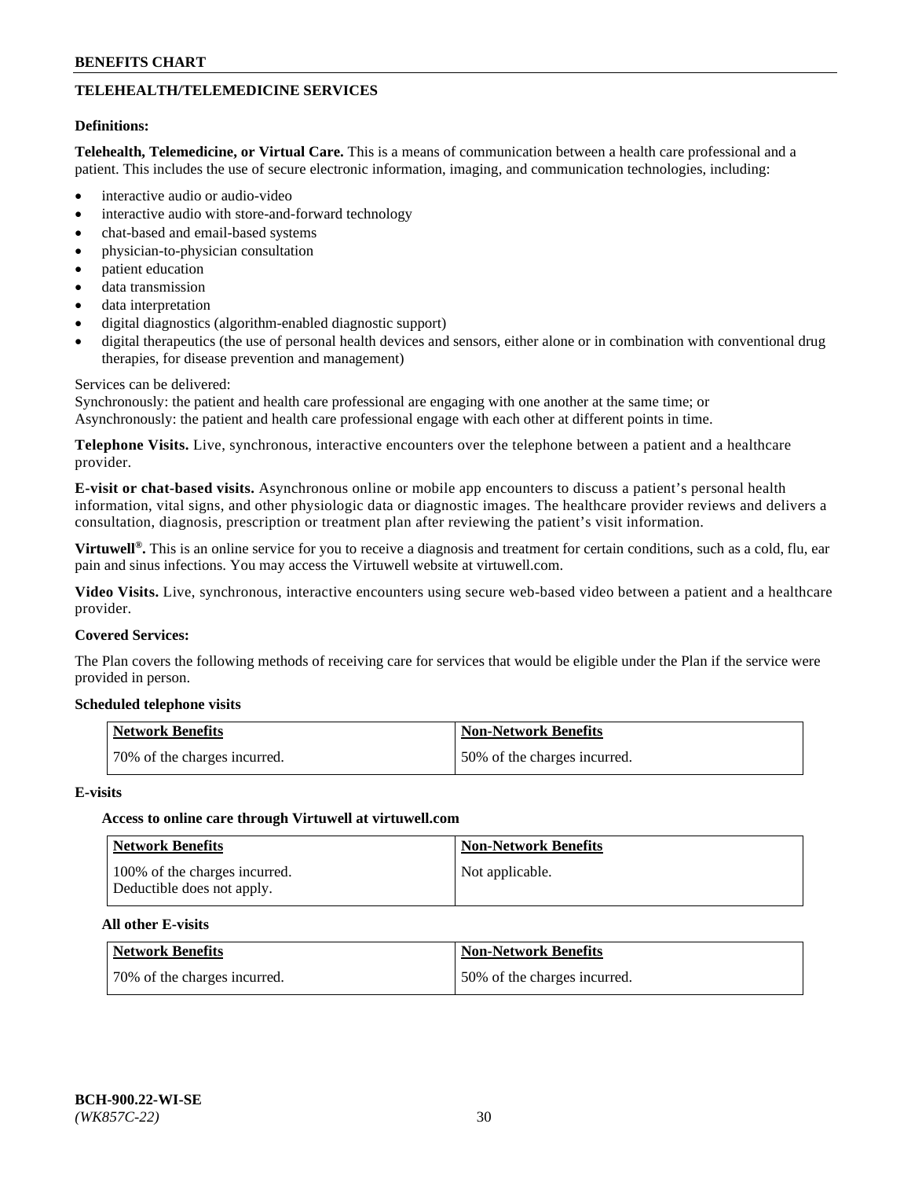## TELEHEALTH/TELEMEDICINE SERVICES

**Definitions:**

**Telehealth, Telemedicine, or Virtual Care.** This is a means of communication between a health care professional and a patient. This includes the use of secure electronic information, imaging, and communication technologies, including:

- interactive audio or audio-video
- interactive audio with store-and-forward technology
- chat-based and email-based systems
- physician-to-physician consultation
- patient education
- data transmission
- data interpretation
- digital diagnostics (algorithm-enabled diagnostic support)
- digital therapeutics (the use of personal health devices and sensors, either alone or in combination with conventional drug therapies, for disease prevention and management)

Services can be delivered:
Synchronously: the patient and health care professional are engaging with one another at the same time; or
Asynchronously: the patient and health care professional engage with each other at different points in time.

**Telephone Visits.** Live, synchronous, interactive encounters over the telephone between a patient and a healthcare provider.

**E-visit or chat-based visits.** Asynchronous online or mobile app encounters to discuss a patient's personal health information, vital signs, and other physiologic data or diagnostic images. The healthcare provider reviews and delivers a consultation, diagnosis, prescription or treatment plan after reviewing the patient's visit information.

**Virtuwell®.** This is an online service for you to receive a diagnosis and treatment for certain conditions, such as a cold, flu, ear pain and sinus infections. You may access the Virtuwell website at virtuwell.com.

**Video Visits.** Live, synchronous, interactive encounters using secure web-based video between a patient and a healthcare provider.

**Covered Services:**

The Plan covers the following methods of receiving care for services that would be eligible under the Plan if the service were provided in person.

**Scheduled telephone visits**

| Network Benefits | Non-Network Benefits |
|---|---|
| 70% of the charges incurred. | 50% of the charges incurred. |

**E-visits**

**Access to online care through Virtuwell at virtuwell.com**

| Network Benefits | Non-Network Benefits |
|---|---|
| 100% of the charges incurred. Deductible does not apply. | Not applicable. |

**All other E-visits**

| Network Benefits | Non-Network Benefits |
|---|---|
| 70% of the charges incurred. | 50% of the charges incurred. |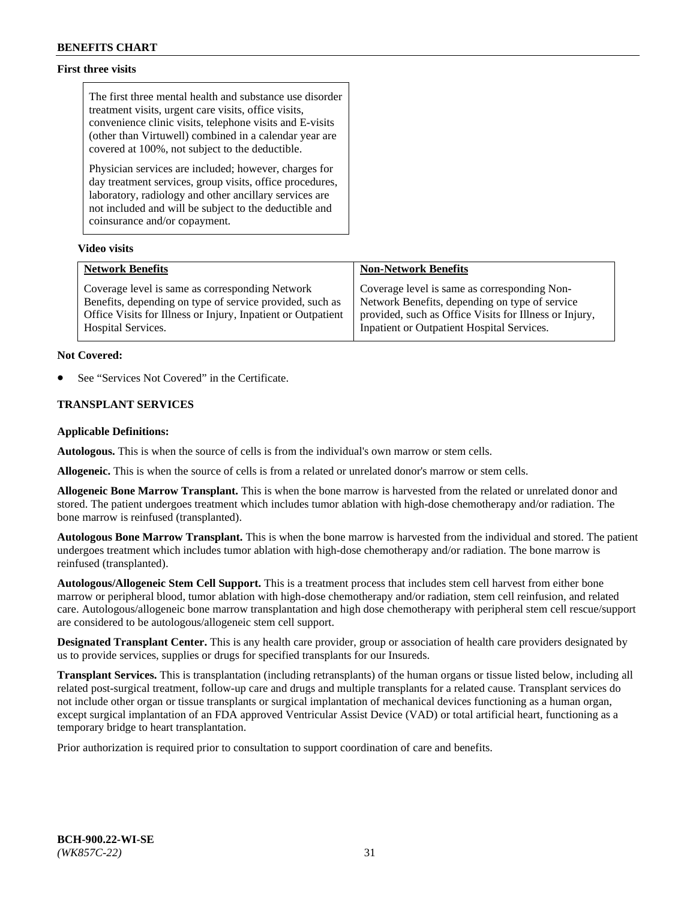**First three visits**

The first three mental health and substance use disorder treatment visits, urgent care visits, office visits, convenience clinic visits, telephone visits and E-visits (other than Virtuwell) combined in a calendar year are covered at 100%, not subject to the deductible.

Physician services are included; however, charges for day treatment services, group visits, office procedures, laboratory, radiology and other ancillary services are not included and will be subject to the deductible and coinsurance and/or copayment.

**Video visits**

| Network Benefits | Non-Network Benefits |
|---|---|
| Coverage level is same as corresponding Network Benefits, depending on type of service provided, such as Office Visits for Illness or Injury, Inpatient or Outpatient Hospital Services. | Coverage level is same as corresponding Non-Network Benefits, depending on type of service provided, such as Office Visits for Illness or Injury, Inpatient or Outpatient Hospital Services. |

**Not Covered:**

- See "Services Not Covered" in the Certificate.

### TRANSPLANT SERVICES

**Applicable Definitions:**

**Autologous.** This is when the source of cells is from the individual's own marrow or stem cells.

**Allogeneic.** This is when the source of cells is from a related or unrelated donor's marrow or stem cells.

**Allogeneic Bone Marrow Transplant.** This is when the bone marrow is harvested from the related or unrelated donor and stored. The patient undergoes treatment which includes tumor ablation with high-dose chemotherapy and/or radiation. The bone marrow is reinfused (transplanted).

**Autologous Bone Marrow Transplant.** This is when the bone marrow is harvested from the individual and stored. The patient undergoes treatment which includes tumor ablation with high-dose chemotherapy and/or radiation. The bone marrow is reinfused (transplanted).

**Autologous/Allogeneic Stem Cell Support.** This is a treatment process that includes stem cell harvest from either bone marrow or peripheral blood, tumor ablation with high-dose chemotherapy and/or radiation, stem cell reinfusion, and related care. Autologous/allogeneic bone marrow transplantation and high dose chemotherapy with peripheral stem cell rescue/support are considered to be autologous/allogeneic stem cell support.

**Designated Transplant Center.** This is any health care provider, group or association of health care providers designated by us to provide services, supplies or drugs for specified transplants for our Insureds.

**Transplant Services.** This is transplantation (including retransplants) of the human organs or tissue listed below, including all related post-surgical treatment, follow-up care and drugs and multiple transplants for a related cause. Transplant services do not include other organ or tissue transplants or surgical implantation of mechanical devices functioning as a human organ, except surgical implantation of an FDA approved Ventricular Assist Device (VAD) or total artificial heart, functioning as a temporary bridge to heart transplantation.

Prior authorization is required prior to consultation to support coordination of care and benefits.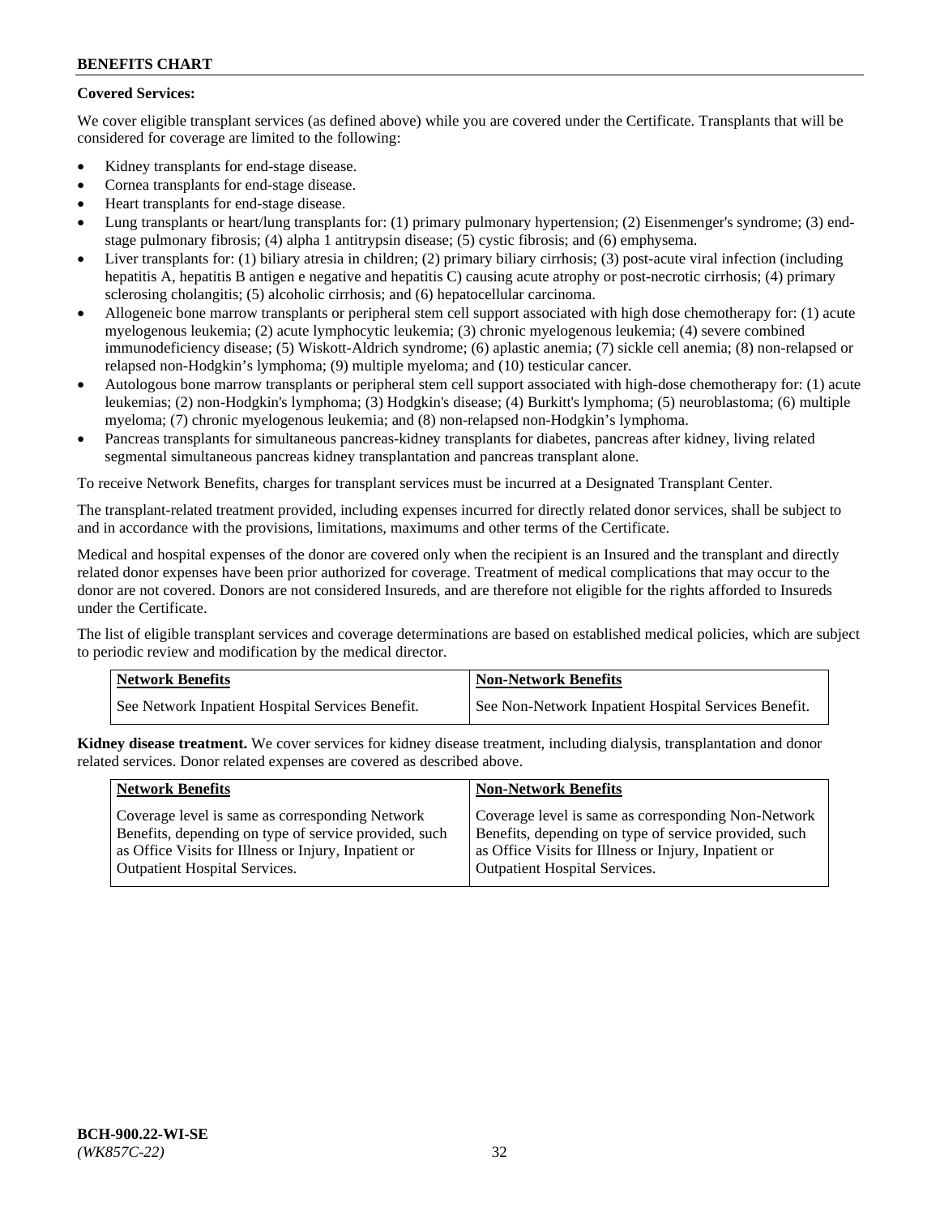**Covered Services:**

We cover eligible transplant services (as defined above) while you are covered under the Certificate. Transplants that will be considered for coverage are limited to the following:

- Kidney transplants for end-stage disease.
- Cornea transplants for end-stage disease.
- Heart transplants for end-stage disease.
- Lung transplants or heart/lung transplants for: (1) primary pulmonary hypertension; (2) Eisenmenger's syndrome; (3) end-stage pulmonary fibrosis; (4) alpha 1 antitrypsin disease; (5) cystic fibrosis; and (6) emphysema.
- Liver transplants for: (1) biliary atresia in children; (2) primary biliary cirrhosis; (3) post-acute viral infection (including hepatitis A, hepatitis B antigen e negative and hepatitis C) causing acute atrophy or post-necrotic cirrhosis; (4) primary sclerosing cholangitis; (5) alcoholic cirrhosis; and (6) hepatocellular carcinoma.
- Allogeneic bone marrow transplants or peripheral stem cell support associated with high dose chemotherapy for: (1) acute myelogenous leukemia; (2) acute lymphocytic leukemia; (3) chronic myelogenous leukemia; (4) severe combined immunodeficiency disease; (5) Wiskott-Aldrich syndrome; (6) aplastic anemia; (7) sickle cell anemia; (8) non-relapsed or relapsed non-Hodgkin's lymphoma; (9) multiple myeloma; and (10) testicular cancer.
- Autologous bone marrow transplants or peripheral stem cell support associated with high-dose chemotherapy for: (1) acute leukemias; (2) non-Hodgkin's lymphoma; (3) Hodgkin's disease; (4) Burkitt's lymphoma; (5) neuroblastoma; (6) multiple myeloma; (7) chronic myelogenous leukemia; and (8) non-relapsed non-Hodgkin's lymphoma.
- Pancreas transplants for simultaneous pancreas-kidney transplants for diabetes, pancreas after kidney, living related segmental simultaneous pancreas kidney transplantation and pancreas transplant alone.

To receive Network Benefits, charges for transplant services must be incurred at a Designated Transplant Center.

The transplant-related treatment provided, including expenses incurred for directly related donor services, shall be subject to and in accordance with the provisions, limitations, maximums and other terms of the Certificate.

Medical and hospital expenses of the donor are covered only when the recipient is an Insured and the transplant and directly related donor expenses have been prior authorized for coverage. Treatment of medical complications that may occur to the donor are not covered. Donors are not considered Insureds, and are therefore not eligible for the rights afforded to Insureds under the Certificate.

The list of eligible transplant services and coverage determinations are based on established medical policies, which are subject to periodic review and modification by the medical director.

| Network Benefits | Non-Network Benefits |
|---|---|
| See Network Inpatient Hospital Services Benefit. | See Non-Network Inpatient Hospital Services Benefit. |

**Kidney disease treatment.** We cover services for kidney disease treatment, including dialysis, transplantation and donor related services. Donor related expenses are covered as described above.

| Network Benefits | Non-Network Benefits |
|---|---|
| Coverage level is same as corresponding Network Benefits, depending on type of service provided, such as Office Visits for Illness or Injury, Inpatient or Outpatient Hospital Services. | Coverage level is same as corresponding Non-Network Benefits, depending on type of service provided, such as Office Visits for Illness or Injury, Inpatient or Outpatient Hospital Services. |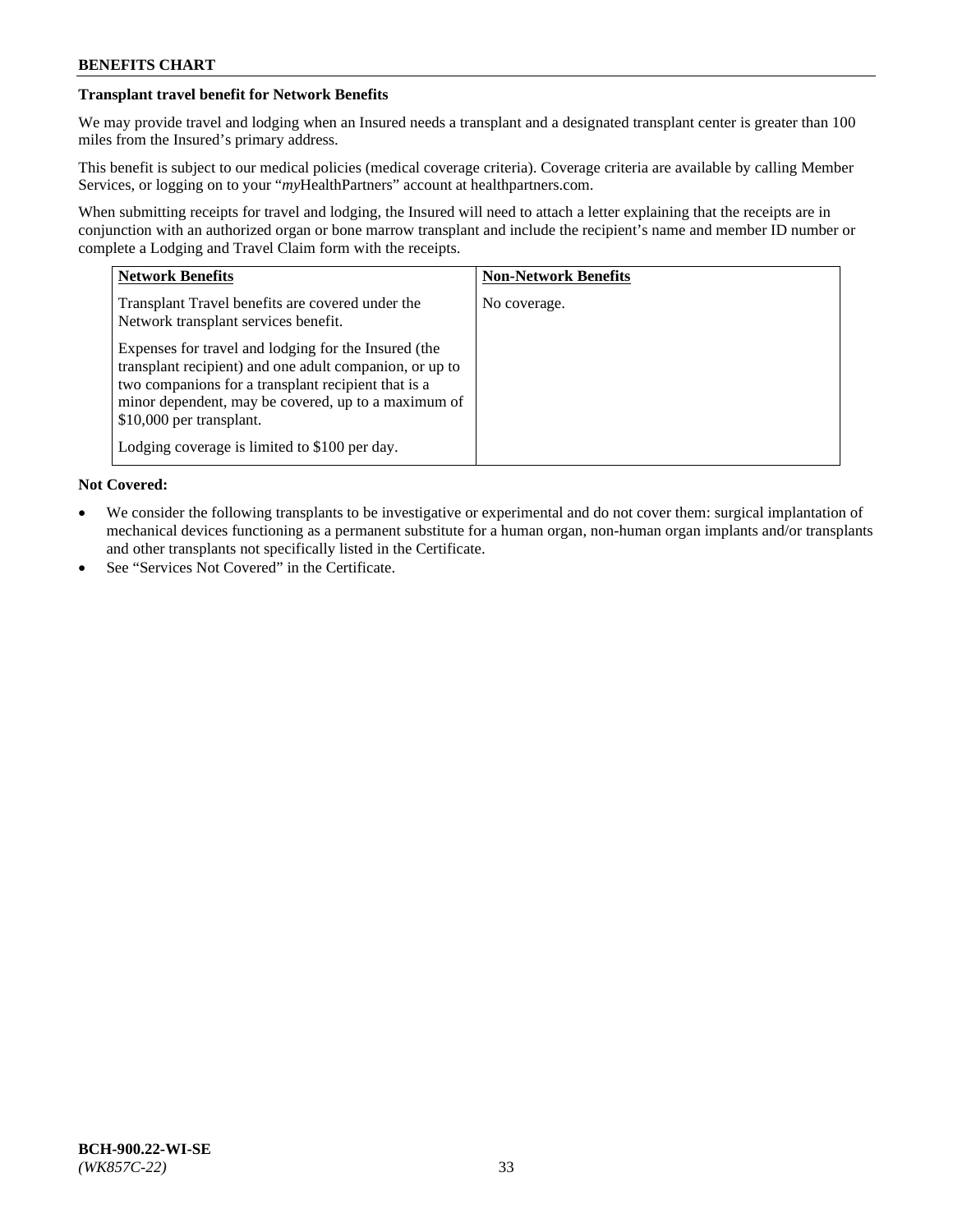### Transplant travel benefit for Network Benefits

We may provide travel and lodging when an Insured needs a transplant and a designated transplant center is greater than 100 miles from the Insured's primary address.

This benefit is subject to our medical policies (medical coverage criteria). Coverage criteria are available by calling Member Services, or logging on to your "*my*HealthPartners" account at healthpartners.com.

When submitting receipts for travel and lodging, the Insured will need to attach a letter explaining that the receipts are in conjunction with an authorized organ or bone marrow transplant and include the recipient's name and member ID number or complete a Lodging and Travel Claim form with the receipts.

| Network Benefits | Non-Network Benefits |
|---|---|
| Transplant Travel benefits are covered under the Network transplant services benefit.<br><br>Expenses for travel and lodging for the Insured (the transplant recipient) and one adult companion, or up to two companions for a transplant recipient that is a minor dependent, may be covered, up to a maximum of $10,000 per transplant.<br><br>Lodging coverage is limited to $100 per day. | No coverage. |

**Not Covered:**

- We consider the following transplants to be investigative or experimental and do not cover them: surgical implantation of mechanical devices functioning as a permanent substitute for a human organ, non-human organ implants and/or transplants and other transplants not specifically listed in the Certificate.
- See "Services Not Covered" in the Certificate.

**BCH-900.22-WI-SE**
*(WK857C-22)*